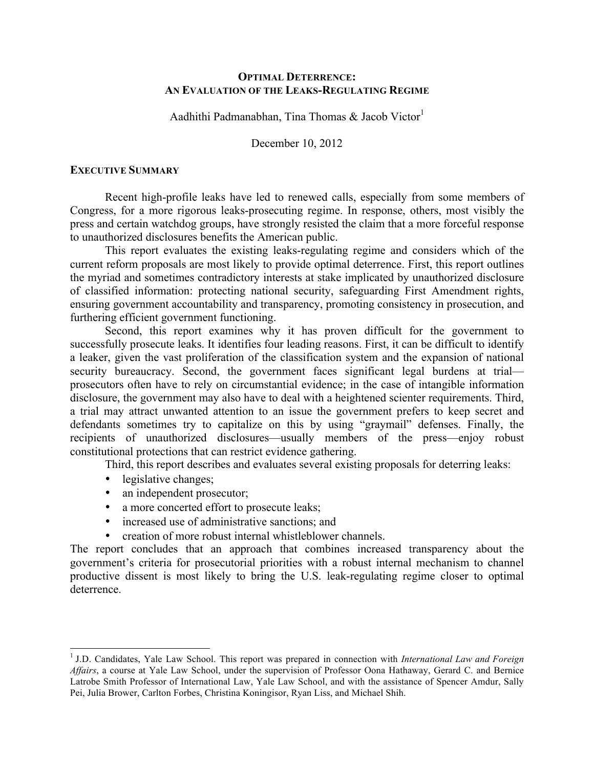# OPTIMAL DETERRENCE:
# AN EVALUATION OF THE LEAKS-REGULATING REGIME

Aadhithi Padmanabhan, Tina Thomas & Jacob Victor[1]

December 10, 2012

## EXECUTIVE SUMMARY

Recent high-profile leaks have led to renewed calls, especially from some members of Congress, for a more rigorous leaks-prosecuting regime. In response, others, most visibly the press and certain watchdog groups, have strongly resisted the claim that a more forceful response to unauthorized disclosures benefits the American public.

This report evaluates the existing leaks-regulating regime and considers which of the current reform proposals are most likely to provide optimal deterrence. First, this report outlines the myriad and sometimes contradictory interests at stake implicated by unauthorized disclosure of classified information: protecting national security, safeguarding First Amendment rights, ensuring government accountability and transparency, promoting consistency in prosecution, and furthering efficient government functioning.

Second, this report examines why it has proven difficult for the government to successfully prosecute leaks. It identifies four leading reasons. First, it can be difficult to identify a leaker, given the vast proliferation of the classification system and the expansion of national security bureaucracy. Second, the government faces significant legal burdens at trial—prosecutors often have to rely on circumstantial evidence; in the case of intangible information disclosure, the government may also have to deal with a heightened scienter requirements. Third, a trial may attract unwanted attention to an issue the government prefers to keep secret and defendants sometimes try to capitalize on this by using "graymail" defenses. Finally, the recipients of unauthorized disclosures—usually members of the press—enjoy robust constitutional protections that can restrict evidence gathering.

Third, this report describes and evaluates several existing proposals for deterring leaks:

- legislative changes;
- an independent prosecutor;
- a more concerted effort to prosecute leaks;
- increased use of administrative sanctions; and
- creation of more robust internal whistleblower channels.

The report concludes that an approach that combines increased transparency about the government's criteria for prosecutorial priorities with a robust internal mechanism to channel productive dissent is most likely to bring the U.S. leak-regulating regime closer to optimal deterrence.

---

[1] J.D. Candidates, Yale Law School. This report was prepared in connection with *International Law and Foreign Affairs*, a course at Yale Law School, under the supervision of Professor Oona Hathaway, Gerard C. and Bernice Latrobe Smith Professor of International Law, Yale Law School, and with the assistance of Spencer Amdur, Sally Pei, Julia Brower, Carlton Forbes, Christina Koningisor, Ryan Liss, and Michael Shih.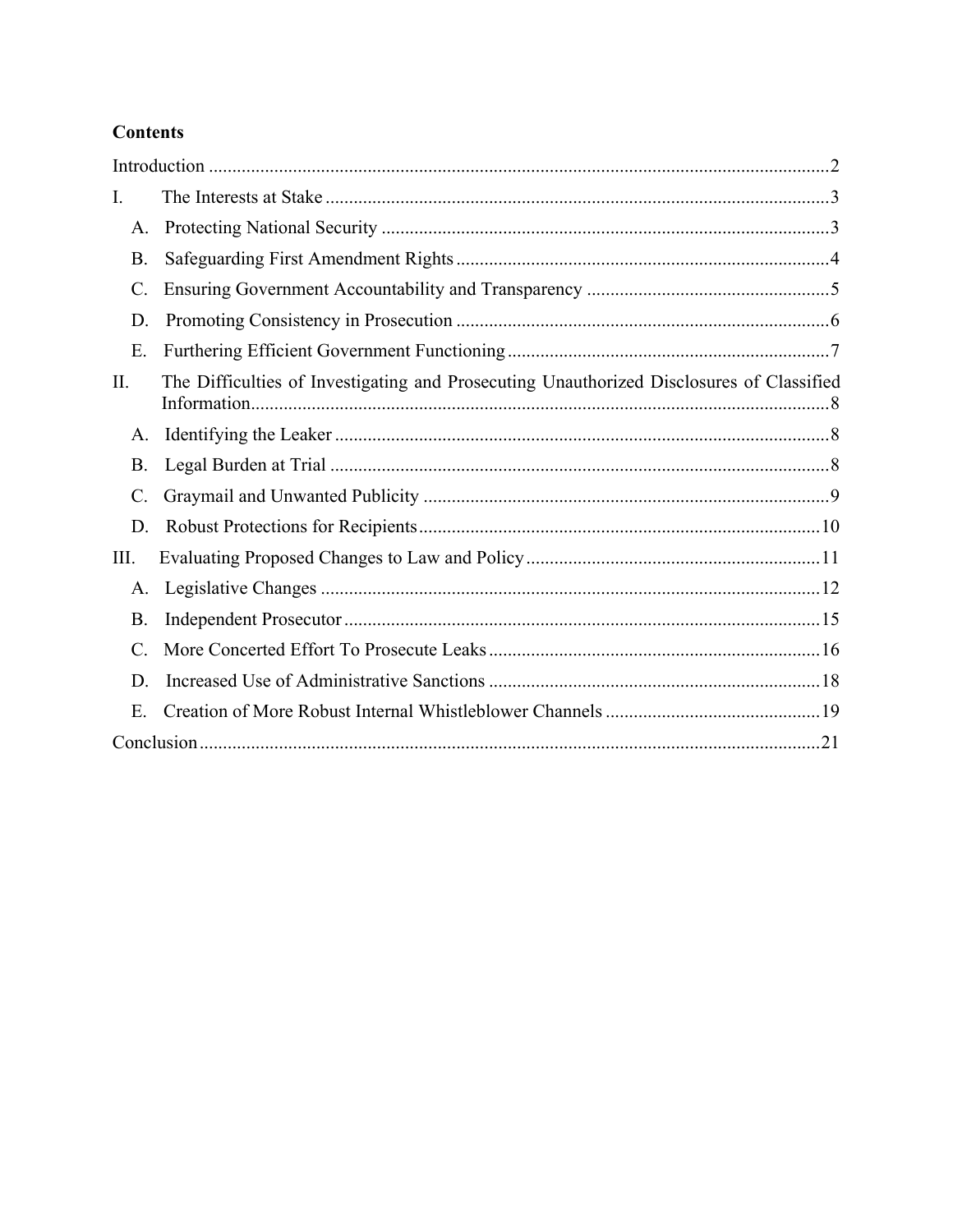**Contents**

Introduction .....2

I. The Interests at Stake .....3

- A. Protecting National Security .....3
- B. Safeguarding First Amendment Rights .....4
- C. Ensuring Government Accountability and Transparency .....5
- D. Promoting Consistency in Prosecution .....6
- E. Furthering Efficient Government Functioning .....7

II. The Difficulties of Investigating and Prosecuting Unauthorized Disclosures of Classified Information .....8

- A. Identifying the Leaker .....8
- B. Legal Burden at Trial .....8
- C. Graymail and Unwanted Publicity .....9
- D. Robust Protections for Recipients .....10

III. Evaluating Proposed Changes to Law and Policy .....11

- A. Legislative Changes .....12
- B. Independent Prosecutor .....15
- C. More Concerted Effort To Prosecute Leaks .....16
- D. Increased Use of Administrative Sanctions .....18
- E. Creation of More Robust Internal Whistleblower Channels .....19

Conclusion .....21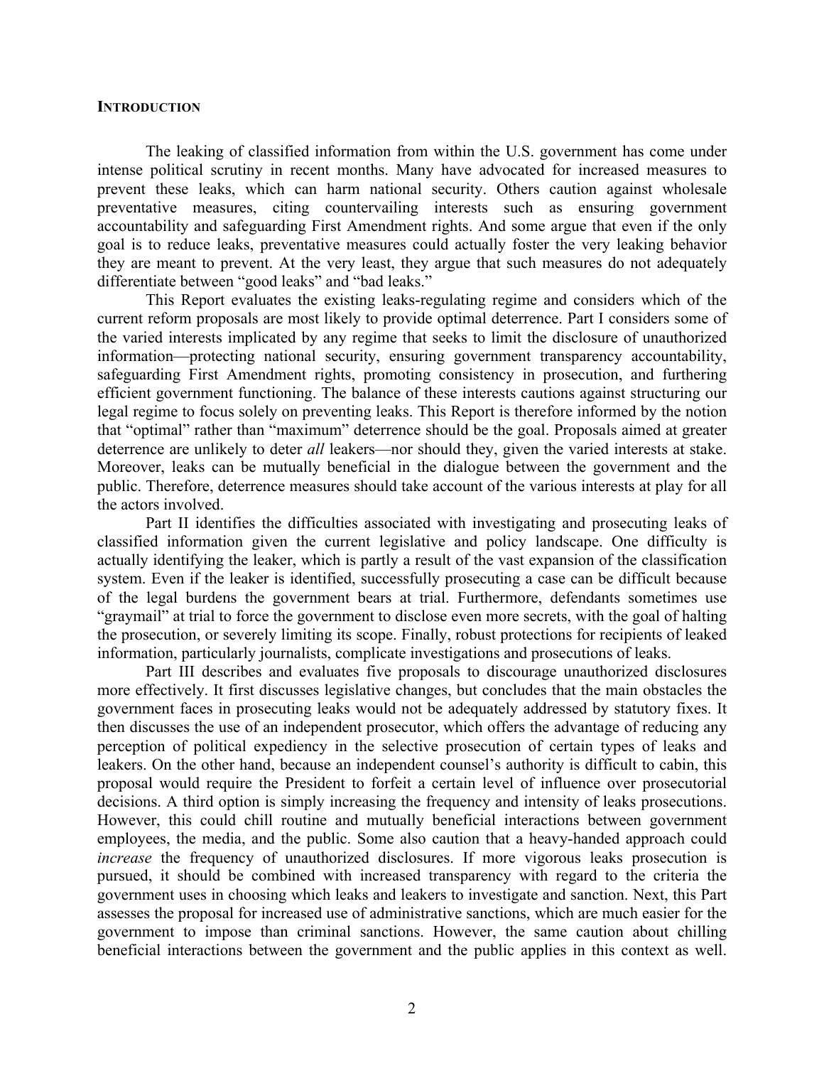## INTRODUCTION

The leaking of classified information from within the U.S. government has come under intense political scrutiny in recent months. Many have advocated for increased measures to prevent these leaks, which can harm national security. Others caution against wholesale preventative measures, citing countervailing interests such as ensuring government accountability and safeguarding First Amendment rights. And some argue that even if the only goal is to reduce leaks, preventative measures could actually foster the very leaking behavior they are meant to prevent. At the very least, they argue that such measures do not adequately differentiate between "good leaks" and "bad leaks."

This Report evaluates the existing leaks-regulating regime and considers which of the current reform proposals are most likely to provide optimal deterrence. Part I considers some of the varied interests implicated by any regime that seeks to limit the disclosure of unauthorized information—protecting national security, ensuring government transparency accountability, safeguarding First Amendment rights, promoting consistency in prosecution, and furthering efficient government functioning. The balance of these interests cautions against structuring our legal regime to focus solely on preventing leaks. This Report is therefore informed by the notion that "optimal" rather than "maximum" deterrence should be the goal. Proposals aimed at greater deterrence are unlikely to deter *all* leakers—nor should they, given the varied interests at stake. Moreover, leaks can be mutually beneficial in the dialogue between the government and the public. Therefore, deterrence measures should take account of the various interests at play for all the actors involved.

Part II identifies the difficulties associated with investigating and prosecuting leaks of classified information given the current legislative and policy landscape. One difficulty is actually identifying the leaker, which is partly a result of the vast expansion of the classification system. Even if the leaker is identified, successfully prosecuting a case can be difficult because of the legal burdens the government bears at trial. Furthermore, defendants sometimes use "graymail" at trial to force the government to disclose even more secrets, with the goal of halting the prosecution, or severely limiting its scope. Finally, robust protections for recipients of leaked information, particularly journalists, complicate investigations and prosecutions of leaks.

Part III describes and evaluates five proposals to discourage unauthorized disclosures more effectively. It first discusses legislative changes, but concludes that the main obstacles the government faces in prosecuting leaks would not be adequately addressed by statutory fixes. It then discusses the use of an independent prosecutor, which offers the advantage of reducing any perception of political expediency in the selective prosecution of certain types of leaks and leakers. On the other hand, because an independent counsel's authority is difficult to cabin, this proposal would require the President to forfeit a certain level of influence over prosecutorial decisions. A third option is simply increasing the frequency and intensity of leaks prosecutions. However, this could chill routine and mutually beneficial interactions between government employees, the media, and the public. Some also caution that a heavy-handed approach could *increase* the frequency of unauthorized disclosures. If more vigorous leaks prosecution is pursued, it should be combined with increased transparency with regard to the criteria the government uses in choosing which leaks and leakers to investigate and sanction. Next, this Part assesses the proposal for increased use of administrative sanctions, which are much easier for the government to impose than criminal sanctions. However, the same caution about chilling beneficial interactions between the government and the public applies in this context as well.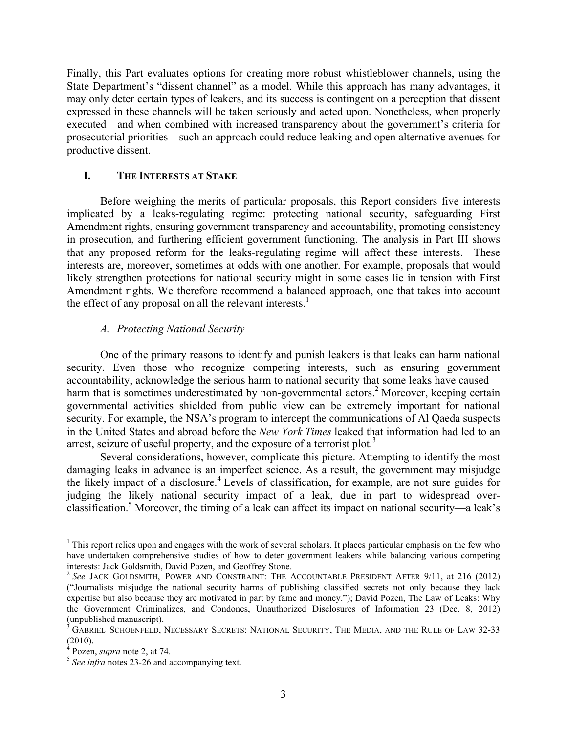Finally, this Part evaluates options for creating more robust whistleblower channels, using the State Department's "dissent channel" as a model. While this approach has many advantages, it may only deter certain types of leakers, and its success is contingent on a perception that dissent expressed in these channels will be taken seriously and acted upon. Nonetheless, when properly executed—and when combined with increased transparency about the government's criteria for prosecutorial priorities—such an approach could reduce leaking and open alternative avenues for productive dissent.

## I. The Interests at Stake

Before weighing the merits of particular proposals, this Report considers five interests implicated by a leaks-regulating regime: protecting national security, safeguarding First Amendment rights, ensuring government transparency and accountability, promoting consistency in prosecution, and furthering efficient government functioning. The analysis in Part III shows that any proposed reform for the leaks-regulating regime will affect these interests. These interests are, moreover, sometimes at odds with one another. For example, proposals that would likely strengthen protections for national security might in some cases lie in tension with First Amendment rights. We therefore recommend a balanced approach, one that takes into account the effect of any proposal on all the relevant interests.[1]

### *A. Protecting National Security*

One of the primary reasons to identify and punish leakers is that leaks can harm national security. Even those who recognize competing interests, such as ensuring government accountability, acknowledge the serious harm to national security that some leaks have caused—harm that is sometimes underestimated by non-governmental actors.[2] Moreover, keeping certain governmental activities shielded from public view can be extremely important for national security. For example, the NSA's program to intercept the communications of Al Qaeda suspects in the United States and abroad before the *New York Times* leaked that information had led to an arrest, seizure of useful property, and the exposure of a terrorist plot.[3]

Several considerations, however, complicate this picture. Attempting to identify the most damaging leaks in advance is an imperfect science. As a result, the government may misjudge the likely impact of a disclosure.[4] Levels of classification, for example, are not sure guides for judging the likely national security impact of a leak, due in part to widespread over-classification.[5] Moreover, the timing of a leak can affect its impact on national security—a leak's

---

[1] This report relies upon and engages with the work of several scholars. It places particular emphasis on the few who have undertaken comprehensive studies of how to deter government leakers while balancing various competing interests: Jack Goldsmith, David Pozen, and Geoffrey Stone.

[2] *See* JACK GOLDSMITH, POWER AND CONSTRAINT: THE ACCOUNTABLE PRESIDENT AFTER 9/11, at 216 (2012) ("Journalists misjudge the national security harms of publishing classified secrets not only because they lack expertise but also because they are motivated in part by fame and money."); David Pozen, The Law of Leaks: Why the Government Criminalizes, and Condones, Unauthorized Disclosures of Information 23 (Dec. 8, 2012) (unpublished manuscript).

[3] GABRIEL SCHOENFELD, NECESSARY SECRETS: NATIONAL SECURITY, THE MEDIA, AND THE RULE OF LAW 32-33 (2010).

[4] Pozen, *supra* note 2, at 74.

[5] *See infra* notes 23-26 and accompanying text.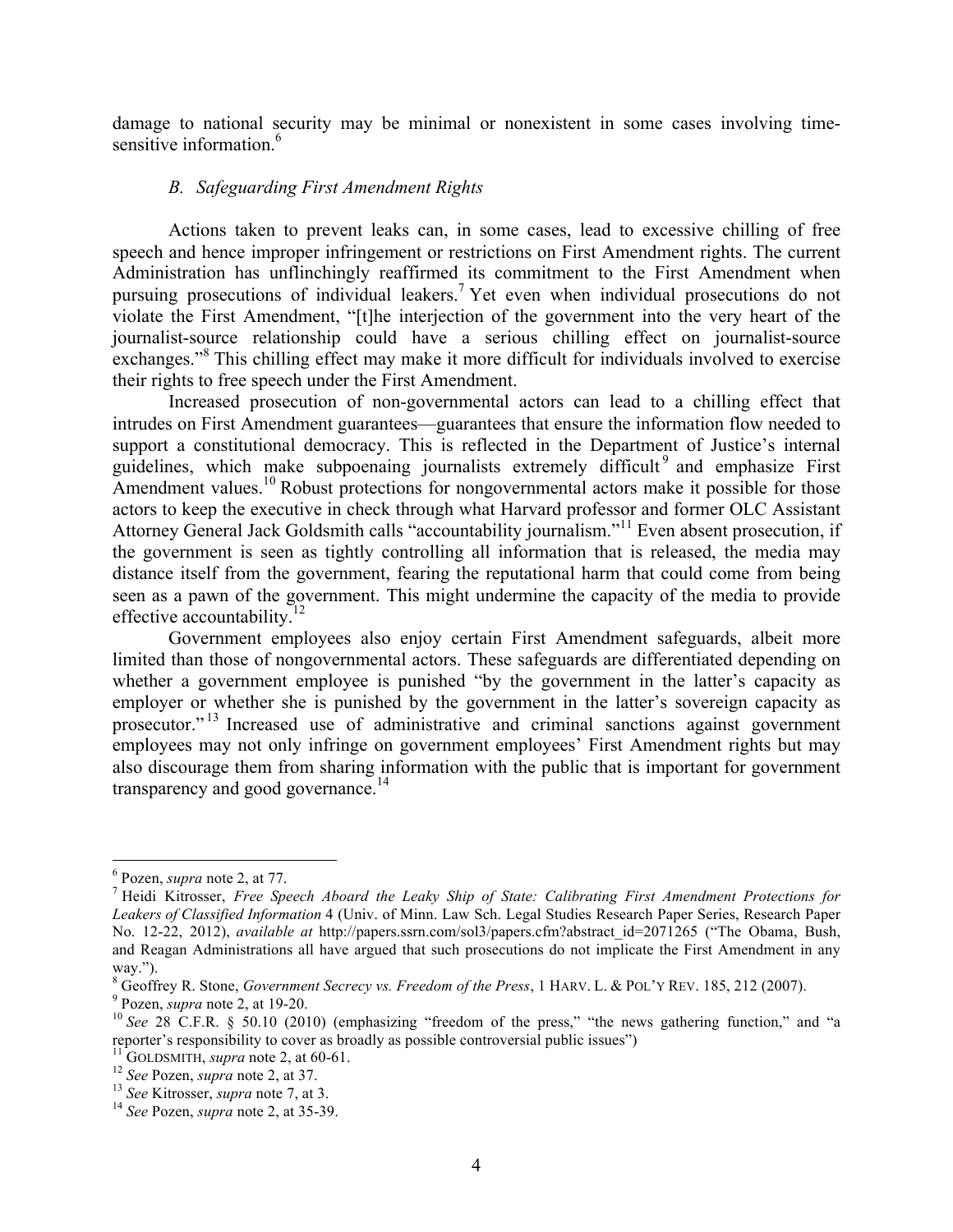damage to national security may be minimal or nonexistent in some cases involving time-sensitive information.[6]

### *B. Safeguarding First Amendment Rights*

Actions taken to prevent leaks can, in some cases, lead to excessive chilling of free speech and hence improper infringement or restrictions on First Amendment rights. The current Administration has unflinchingly reaffirmed its commitment to the First Amendment when pursuing prosecutions of individual leakers.[7] Yet even when individual prosecutions do not violate the First Amendment, "[t]he interjection of the government into the very heart of the journalist-source relationship could have a serious chilling effect on journalist-source exchanges."[8] This chilling effect may make it more difficult for individuals involved to exercise their rights to free speech under the First Amendment.

Increased prosecution of non-governmental actors can lead to a chilling effect that intrudes on First Amendment guarantees—guarantees that ensure the information flow needed to support a constitutional democracy. This is reflected in the Department of Justice's internal guidelines, which make subpoenaing journalists extremely difficult[9] and emphasize First Amendment values.[10] Robust protections for nongovernmental actors make it possible for those actors to keep the executive in check through what Harvard professor and former OLC Assistant Attorney General Jack Goldsmith calls "accountability journalism."[11] Even absent prosecution, if the government is seen as tightly controlling all information that is released, the media may distance itself from the government, fearing the reputational harm that could come from being seen as a pawn of the government. This might undermine the capacity of the media to provide effective accountability.[12]

Government employees also enjoy certain First Amendment safeguards, albeit more limited than those of nongovernmental actors. These safeguards are differentiated depending on whether a government employee is punished "by the government in the latter's capacity as employer or whether she is punished by the government in the latter's sovereign capacity as prosecutor."[13] Increased use of administrative and criminal sanctions against government employees may not only infringe on government employees' First Amendment rights but may also discourage them from sharing information with the public that is important for government transparency and good governance.[14]

---

[6] Pozen, *supra* note 2, at 77.

[7] Heidi Kitrosser, *Free Speech Aboard the Leaky Ship of State: Calibrating First Amendment Protections for Leakers of Classified Information* 4 (Univ. of Minn. Law Sch. Legal Studies Research Paper Series, Research Paper No. 12-22, 2012), *available at* http://papers.ssrn.com/sol3/papers.cfm?abstract_id=2071265 ("The Obama, Bush, and Reagan Administrations all have argued that such prosecutions do not implicate the First Amendment in any way.").

[8] Geoffrey R. Stone, *Government Secrecy vs. Freedom of the Press*, 1 HARV. L. & POL'Y REV. 185, 212 (2007).

[9] Pozen, *supra* note 2, at 19-20.

[10] *See* 28 C.F.R. § 50.10 (2010) (emphasizing "freedom of the press," "the news gathering function," and "a reporter's responsibility to cover as broadly as possible controversial public issues")

[11] GOLDSMITH, *supra* note 2, at 60-61.

[12] *See* Pozen, *supra* note 2, at 37.

[13] *See* Kitrosser, *supra* note 7, at 3.

[14] *See* Pozen, *supra* note 2, at 35-39.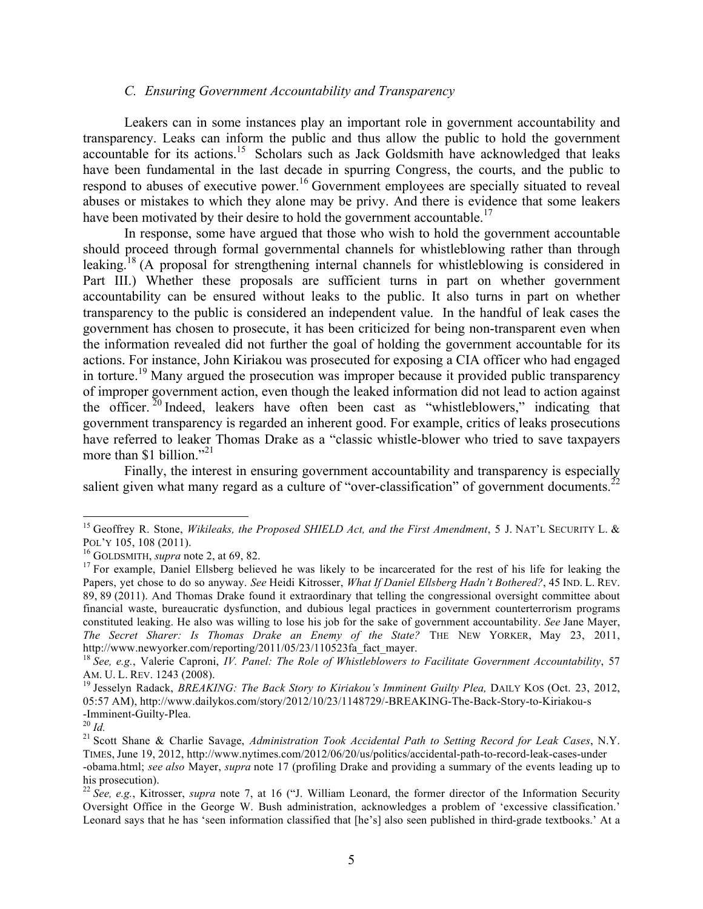### C. *Ensuring Government Accountability and Transparency*

Leakers can in some instances play an important role in government accountability and transparency. Leaks can inform the public and thus allow the public to hold the government accountable for its actions.[15] Scholars such as Jack Goldsmith have acknowledged that leaks have been fundamental in the last decade in spurring Congress, the courts, and the public to respond to abuses of executive power.[16] Government employees are specially situated to reveal abuses or mistakes to which they alone may be privy. And there is evidence that some leakers have been motivated by their desire to hold the government accountable.[17]

In response, some have argued that those who wish to hold the government accountable should proceed through formal governmental channels for whistleblowing rather than through leaking.[18] (A proposal for strengthening internal channels for whistleblowing is considered in Part III.) Whether these proposals are sufficient turns in part on whether government accountability can be ensured without leaks to the public. It also turns in part on whether transparency to the public is considered an independent value. In the handful of leak cases the government has chosen to prosecute, it has been criticized for being non-transparent even when the information revealed did not further the goal of holding the government accountable for its actions. For instance, John Kiriakou was prosecuted for exposing a CIA officer who had engaged in torture.[19] Many argued the prosecution was improper because it provided public transparency of improper government action, even though the leaked information did not lead to action against the officer.[20] Indeed, leakers have often been cast as "whistleblowers," indicating that government transparency is regarded an inherent good. For example, critics of leaks prosecutions have referred to leaker Thomas Drake as a "classic whistle-blower who tried to save taxpayers more than $1 billion."[21]

Finally, the interest in ensuring government accountability and transparency is especially salient given what many regard as a culture of "over-classification" of government documents.[22]

---

[15] Geoffrey R. Stone, *Wikileaks, the Proposed SHIELD Act, and the First Amendment*, 5 J. NAT'L SECURITY L. & POL'Y 105, 108 (2011).

[16] GOLDSMITH, *supra* note 2, at 69, 82.

[17] For example, Daniel Ellsberg believed he was likely to be incarcerated for the rest of his life for leaking the Papers, yet chose to do so anyway. *See* Heidi Kitrosser, *What If Daniel Ellsberg Hadn't Bothered?*, 45 IND. L. REV. 89, 89 (2011). And Thomas Drake found it extraordinary that telling the congressional oversight committee about financial waste, bureaucratic dysfunction, and dubious legal practices in government counterterrorism programs constituted leaking. He also was willing to lose his job for the sake of government accountability. *See* Jane Mayer, *The Secret Sharer: Is Thomas Drake an Enemy of the State?* THE NEW YORKER, May 23, 2011, http://www.newyorker.com/reporting/2011/05/23/110523fa_fact_mayer.

[18] *See, e.g.*, Valerie Caproni, *IV. Panel: The Role of Whistleblowers to Facilitate Government Accountability*, 57 AM. U. L. REV. 1243 (2008).

[19] Jesselyn Radack, *BREAKING: The Back Story to Kiriakou's Imminent Guilty Plea,* DAILY KOS (Oct. 23, 2012, 05:57 AM), http://www.dailykos.com/story/2012/10/23/1148729/-BREAKING-The-Back-Story-to-Kiriakou-s-Imminent-Guilty-Plea.

[20] *Id.*

[21] Scott Shane & Charlie Savage, *Administration Took Accidental Path to Setting Record for Leak Cases*, N.Y. TIMES, June 19, 2012, http://www.nytimes.com/2012/06/20/us/politics/accidental-path-to-record-leak-cases-under-obama.html; *see also* Mayer, *supra* note 17 (profiling Drake and providing a summary of the events leading up to his prosecution).

[22] *See, e.g.*, Kitrosser, *supra* note 7, at 16 ("J. William Leonard, the former director of the Information Security Oversight Office in the George W. Bush administration, acknowledges a problem of 'excessive classification.' Leonard says that he has 'seen information classified that [he's] also seen published in third-grade textbooks.' At a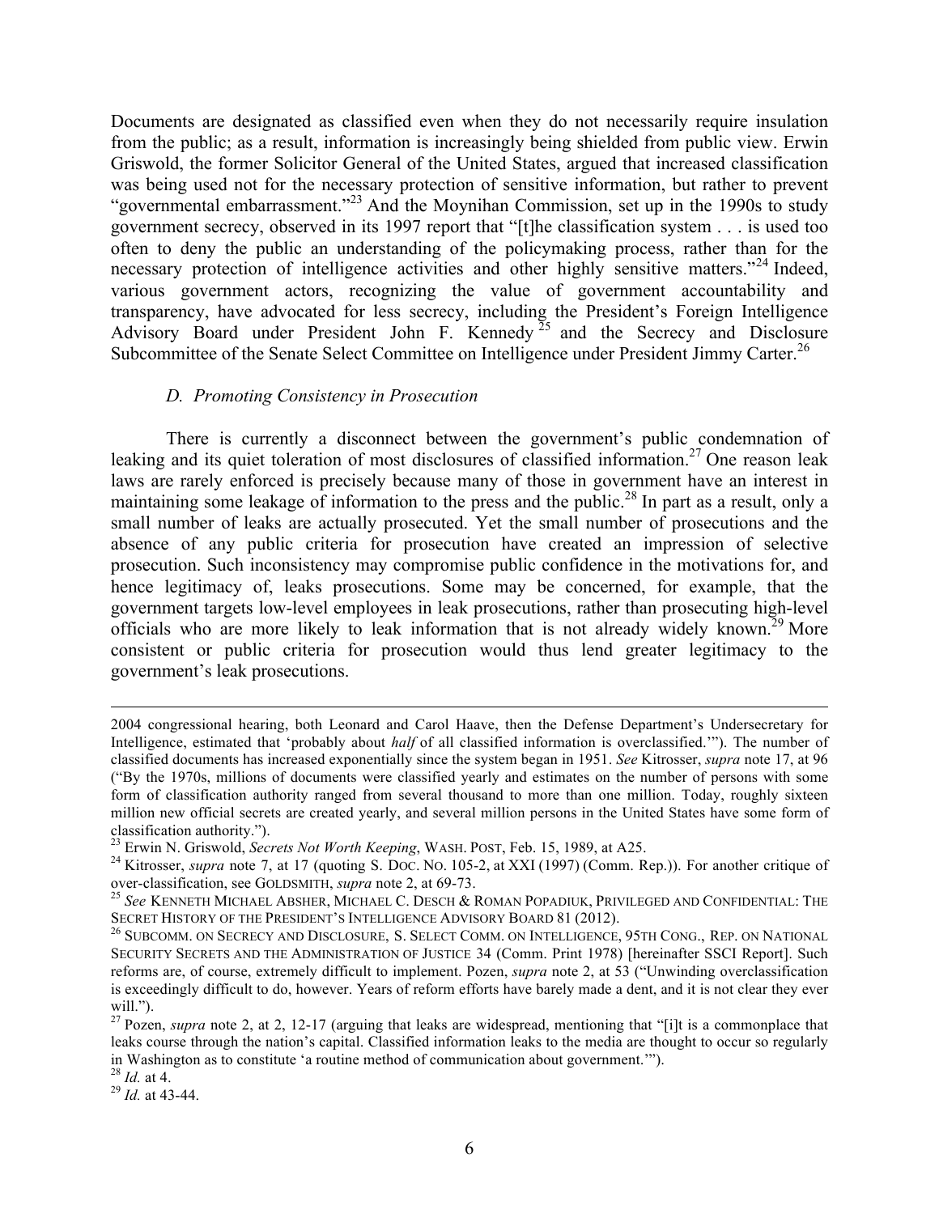Documents are designated as classified even when they do not necessarily require insulation from the public; as a result, information is increasingly being shielded from public view. Erwin Griswold, the former Solicitor General of the United States, argued that increased classification was being used not for the necessary protection of sensitive information, but rather to prevent "governmental embarrassment."[23] And the Moynihan Commission, set up in the 1990s to study government secrecy, observed in its 1997 report that "[t]he classification system . . . is used too often to deny the public an understanding of the policymaking process, rather than for the necessary protection of intelligence activities and other highly sensitive matters."[24] Indeed, various government actors, recognizing the value of government accountability and transparency, have advocated for less secrecy, including the President's Foreign Intelligence Advisory Board under President John F. Kennedy[25] and the Secrecy and Disclosure Subcommittee of the Senate Select Committee on Intelligence under President Jimmy Carter.[26]

### *D. Promoting Consistency in Prosecution*

There is currently a disconnect between the government's public condemnation of leaking and its quiet toleration of most disclosures of classified information.[27] One reason leak laws are rarely enforced is precisely because many of those in government have an interest in maintaining some leakage of information to the press and the public.[28] In part as a result, only a small number of leaks are actually prosecuted. Yet the small number of prosecutions and the absence of any public criteria for prosecution have created an impression of selective prosecution. Such inconsistency may compromise public confidence in the motivations for, and hence legitimacy of, leaks prosecutions. Some may be concerned, for example, that the government targets low-level employees in leak prosecutions, rather than prosecuting high-level officials who are more likely to leak information that is not already widely known.[29] More consistent or public criteria for prosecution would thus lend greater legitimacy to the government's leak prosecutions.

---

2004 congressional hearing, both Leonard and Carol Haave, then the Defense Department's Undersecretary for Intelligence, estimated that 'probably about *half* of all classified information is overclassified.'"). The number of classified documents has increased exponentially since the system began in 1951. *See* Kitrosser, *supra* note 17, at 96 ("By the 1970s, millions of documents were classified yearly and estimates on the number of persons with some form of classification authority ranged from several thousand to more than one million. Today, roughly sixteen million new official secrets are created yearly, and several million persons in the United States have some form of classification authority.").

[23] Erwin N. Griswold, *Secrets Not Worth Keeping*, WASH. POST, Feb. 15, 1989, at A25.

[24] Kitrosser, *supra* note 7, at 17 (quoting S. DOC. NO. 105-2, at XXI (1997) (Comm. Rep.)). For another critique of over-classification, see GOLDSMITH, *supra* note 2, at 69-73.

[25] *See* KENNETH MICHAEL ABSHER, MICHAEL C. DESCH & ROMAN POPADIUK, PRIVILEGED AND CONFIDENTIAL: THE SECRET HISTORY OF THE PRESIDENT'S INTELLIGENCE ADVISORY BOARD 81 (2012).

[26] SUBCOMM. ON SECRECY AND DISCLOSURE, S. SELECT COMM. ON INTELLIGENCE, 95TH CONG., REP. ON NATIONAL SECURITY SECRETS AND THE ADMINISTRATION OF JUSTICE 34 (Comm. Print 1978) [hereinafter SSCI Report]. Such reforms are, of course, extremely difficult to implement. Pozen, *supra* note 2, at 53 ("Unwinding overclassification is exceedingly difficult to do, however. Years of reform efforts have barely made a dent, and it is not clear they ever will.").

[27] Pozen, *supra* note 2, at 2, 12-17 (arguing that leaks are widespread, mentioning that "[i]t is a commonplace that leaks course through the nation's capital. Classified information leaks to the media are thought to occur so regularly in Washington as to constitute 'a routine method of communication about government.'").

[28] *Id.* at 4.

[29] *Id.* at 43-44.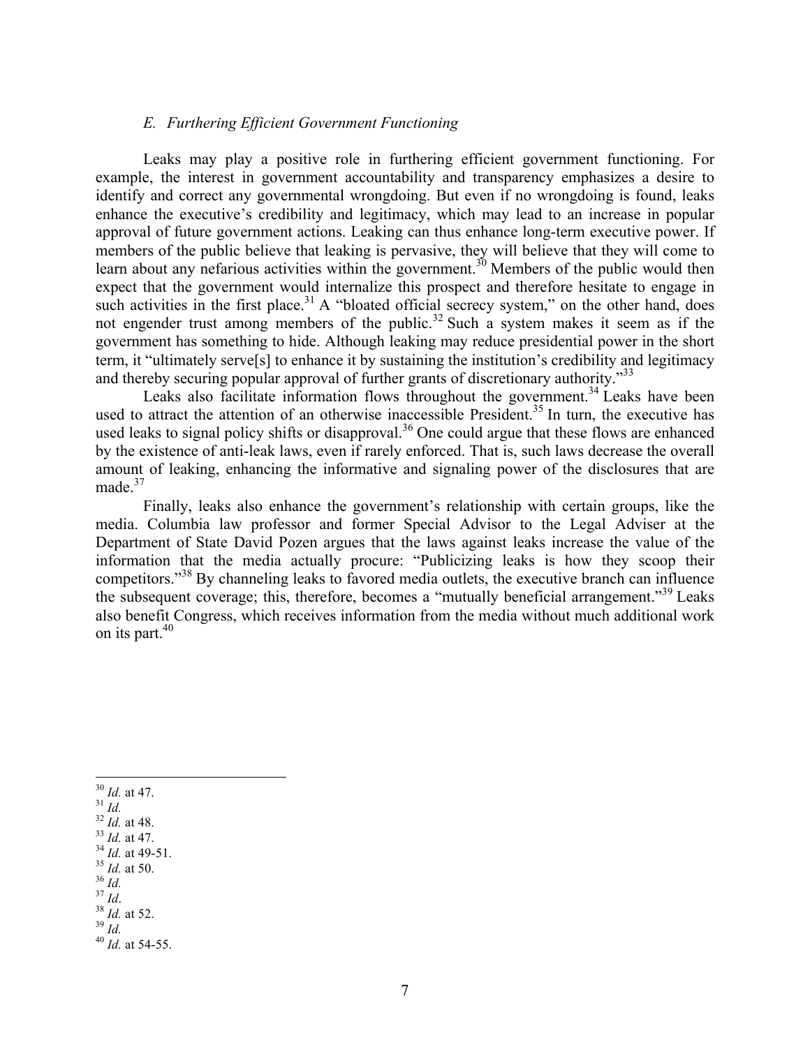### *E. Furthering Efficient Government Functioning*

Leaks may play a positive role in furthering efficient government functioning. For example, the interest in government accountability and transparency emphasizes a desire to identify and correct any governmental wrongdoing. But even if no wrongdoing is found, leaks enhance the executive's credibility and legitimacy, which may lead to an increase in popular approval of future government actions. Leaking can thus enhance long-term executive power. If members of the public believe that leaking is pervasive, they will believe that they will come to learn about any nefarious activities within the government.[30] Members of the public would then expect that the government would internalize this prospect and therefore hesitate to engage in such activities in the first place.[31] A "bloated official secrecy system," on the other hand, does not engender trust among members of the public.[32] Such a system makes it seem as if the government has something to hide. Although leaking may reduce presidential power in the short term, it "ultimately serve[s] to enhance it by sustaining the institution's credibility and legitimacy and thereby securing popular approval of further grants of discretionary authority."[33]

Leaks also facilitate information flows throughout the government.[34] Leaks have been used to attract the attention of an otherwise inaccessible President.[35] In turn, the executive has used leaks to signal policy shifts or disapproval.[36] One could argue that these flows are enhanced by the existence of anti-leak laws, even if rarely enforced. That is, such laws decrease the overall amount of leaking, enhancing the informative and signaling power of the disclosures that are made.[37]

Finally, leaks also enhance the government's relationship with certain groups, like the media. Columbia law professor and former Special Advisor to the Legal Adviser at the Department of State David Pozen argues that the laws against leaks increase the value of the information that the media actually procure: "Publicizing leaks is how they scoop their competitors."[38] By channeling leaks to favored media outlets, the executive branch can influence the subsequent coverage; this, therefore, becomes a "mutually beneficial arrangement."[39] Leaks also benefit Congress, which receives information from the media without much additional work on its part.[40]

---

[30] *Id.* at 47.
[31] *Id.*
[32] *Id.* at 48.
[33] *Id.* at 47.
[34] *Id.* at 49-51.
[35] *Id.* at 50.
[36] *Id.*
[37] *Id*.
[38] *Id.* at 52.
[39] *Id.*
[40] *Id.* at 54-55.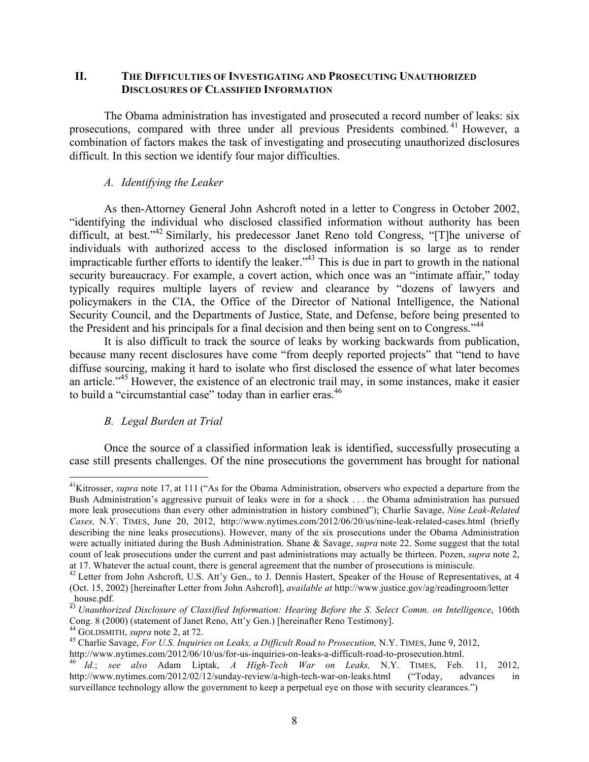## II. THE DIFFICULTIES OF INVESTIGATING AND PROSECUTING UNAUTHORIZED DISCLOSURES OF CLASSIFIED INFORMATION

The Obama administration has investigated and prosecuted a record number of leaks: six prosecutions, compared with three under all previous Presidents combined.[41] However, a combination of factors makes the task of investigating and prosecuting unauthorized disclosures difficult. In this section we identify four major difficulties.

### *A. Identifying the Leaker*

As then-Attorney General John Ashcroft noted in a letter to Congress in October 2002, "identifying the individual who disclosed classified information without authority has been difficult, at best."[42] Similarly, his predecessor Janet Reno told Congress, "[T]he universe of individuals with authorized access to the disclosed information is so large as to render impracticable further efforts to identify the leaker."[43] This is due in part to growth in the national security bureaucracy. For example, a covert action, which once was an "intimate affair," today typically requires multiple layers of review and clearance by "dozens of lawyers and policymakers in the CIA, the Office of the Director of National Intelligence, the National Security Council, and the Departments of Justice, State, and Defense, before being presented to the President and his principals for a final decision and then being sent on to Congress."[44]

It is also difficult to track the source of leaks by working backwards from publication, because many recent disclosures have come "from deeply reported projects" that "tend to have diffuse sourcing, making it hard to isolate who first disclosed the essence of what later becomes an article."[45] However, the existence of an electronic trail may, in some instances, make it easier to build a "circumstantial case" today than in earlier eras.[46]

### *B. Legal Burden at Trial*

Once the source of a classified information leak is identified, successfully prosecuting a case still presents challenges. Of the nine prosecutions the government has brought for national

---

[41] Kitrosser, *supra* note 17, at 111 ("As for the Obama Administration, observers who expected a departure from the Bush Administration's aggressive pursuit of leaks were in for a shock . . . the Obama administration has pursued more leak prosecutions than every other administration in history combined"); Charlie Savage, *Nine Leak-Related Cases,* N.Y. TIMES, June 20, 2012, http://www.nytimes.com/2012/06/20/us/nine-leak-related-cases.html (briefly describing the nine leaks prosecutions). However, many of the six prosecutions under the Obama Administration were actually initiated during the Bush Administration. Shane & Savage, *supra* note 22. Some suggest that the total count of leak prosecutions under the current and past administrations may actually be thirteen. Pozen, *supra* note 2, at 17. Whatever the actual count, there is general agreement that the number of prosecutions is miniscule.

[42] Letter from John Ashcroft, U.S. Att'y Gen., to J. Dennis Hastert, Speaker of the House of Representatives, at 4 (Oct. 15, 2002) [hereinafter Letter from John Ashcroft], *available at* http://www.justice.gov/ag/readingroom/letter_house.pdf.

[43] *Unauthorized Disclosure of Classified Information: Hearing Before the S. Select Comm. on Intelligence*, 106th Cong. 8 (2000) (statement of Janet Reno, Att'y Gen.) [hereinafter Reno Testimony].

[44] GOLDSMITH, *supra* note 2, at 72.

[45] Charlie Savage, *For U.S. Inquiries on Leaks, a Difficult Road to Prosecution,* N.Y. TIMES, June 9, 2012, http://www.nytimes.com/2012/06/10/us/for-us-inquiries-on-leaks-a-difficult-road-to-prosecution.html.

[46] *Id.*; *see also* Adam Liptak, *A High-Tech War on Leaks,* N.Y. TIMES, Feb. 11, 2012, http://www.nytimes.com/2012/02/12/sunday-review/a-high-tech-war-on-leaks.html ("Today, advances in surveillance technology allow the government to keep a perpetual eye on those with security clearances.")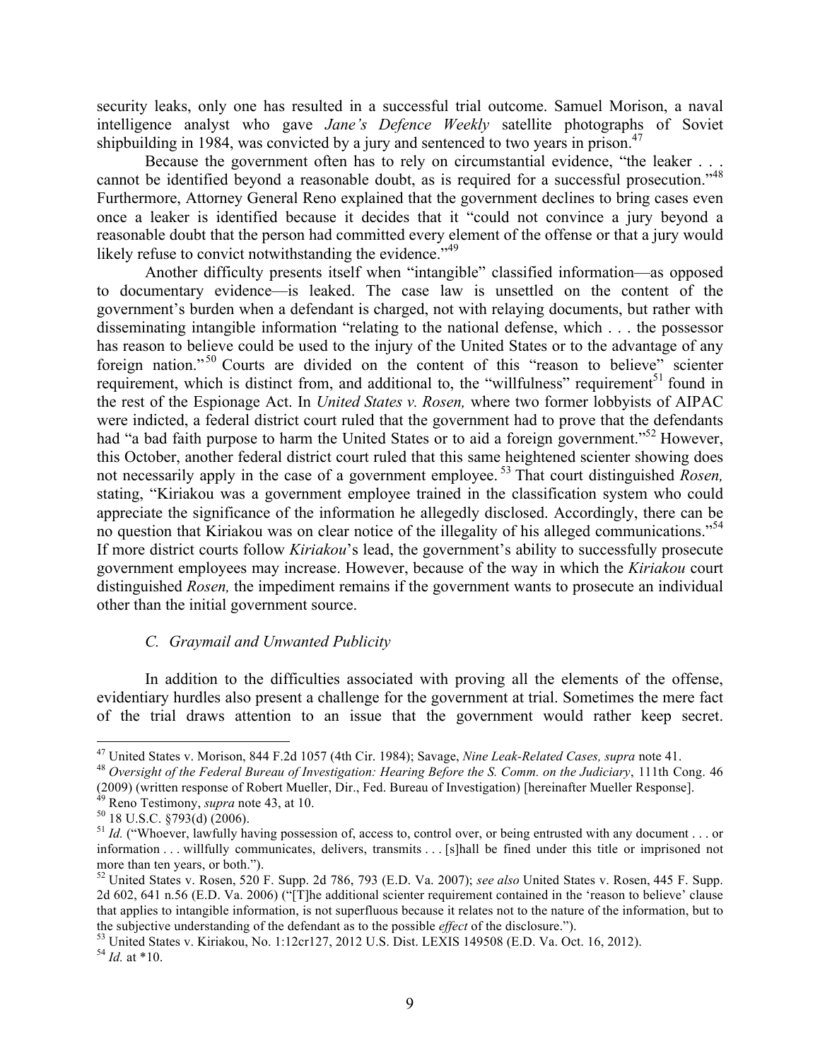security leaks, only one has resulted in a successful trial outcome. Samuel Morison, a naval intelligence analyst who gave *Jane's Defence Weekly* satellite photographs of Soviet shipbuilding in 1984, was convicted by a jury and sentenced to two years in prison.[47]

Because the government often has to rely on circumstantial evidence, "the leaker . . . cannot be identified beyond a reasonable doubt, as is required for a successful prosecution."[48] Furthermore, Attorney General Reno explained that the government declines to bring cases even once a leaker is identified because it decides that it "could not convince a jury beyond a reasonable doubt that the person had committed every element of the offense or that a jury would likely refuse to convict notwithstanding the evidence."[49]

Another difficulty presents itself when "intangible" classified information—as opposed to documentary evidence—is leaked. The case law is unsettled on the content of the government's burden when a defendant is charged, not with relaying documents, but rather with disseminating intangible information "relating to the national defense, which . . . the possessor has reason to believe could be used to the injury of the United States or to the advantage of any foreign nation."[50] Courts are divided on the content of this "reason to believe" scienter requirement, which is distinct from, and additional to, the "willfulness" requirement[51] found in the rest of the Espionage Act. In *United States v. Rosen,* where two former lobbyists of AIPAC were indicted, a federal district court ruled that the government had to prove that the defendants had "a bad faith purpose to harm the United States or to aid a foreign government."[52] However, this October, another federal district court ruled that this same heightened scienter showing does not necessarily apply in the case of a government employee.[53] That court distinguished *Rosen,* stating, "Kiriakou was a government employee trained in the classification system who could appreciate the significance of the information he allegedly disclosed. Accordingly, there can be no question that Kiriakou was on clear notice of the illegality of his alleged communications."[54] If more district courts follow *Kiriakou*'s lead, the government's ability to successfully prosecute government employees may increase. However, because of the way in which the *Kiriakou* court distinguished *Rosen,* the impediment remains if the government wants to prosecute an individual other than the initial government source.

### C. Graymail and Unwanted Publicity

In addition to the difficulties associated with proving all the elements of the offense, evidentiary hurdles also present a challenge for the government at trial. Sometimes the mere fact of the trial draws attention to an issue that the government would rather keep secret.

---

[47] United States v. Morison, 844 F.2d 1057 (4th Cir. 1984); Savage, *Nine Leak-Related Cases, supra* note 41.

[48] *Oversight of the Federal Bureau of Investigation: Hearing Before the S. Comm. on the Judiciary*, 111th Cong. 46 (2009) (written response of Robert Mueller, Dir., Fed. Bureau of Investigation) [hereinafter Mueller Response].

[49] Reno Testimony, *supra* note 43, at 10.

[50] 18 U.S.C. §793(d) (2006).

[51] *Id.* ("Whoever, lawfully having possession of, access to, control over, or being entrusted with any document . . . or information . . . willfully communicates, delivers, transmits . . . [s]hall be fined under this title or imprisoned not more than ten years, or both.").

[52] United States v. Rosen, 520 F. Supp. 2d 786, 793 (E.D. Va. 2007); *see also* United States v. Rosen, 445 F. Supp. 2d 602, 641 n.56 (E.D. Va. 2006) ("[T]he additional scienter requirement contained in the 'reason to believe' clause that applies to intangible information, is not superfluous because it relates not to the nature of the information, but to the subjective understanding of the defendant as to the possible *effect* of the disclosure.").

[53] United States v. Kiriakou, No. 1:12cr127, 2012 U.S. Dist. LEXIS 149508 (E.D. Va. Oct. 16, 2012).

[54] *Id.* at *10.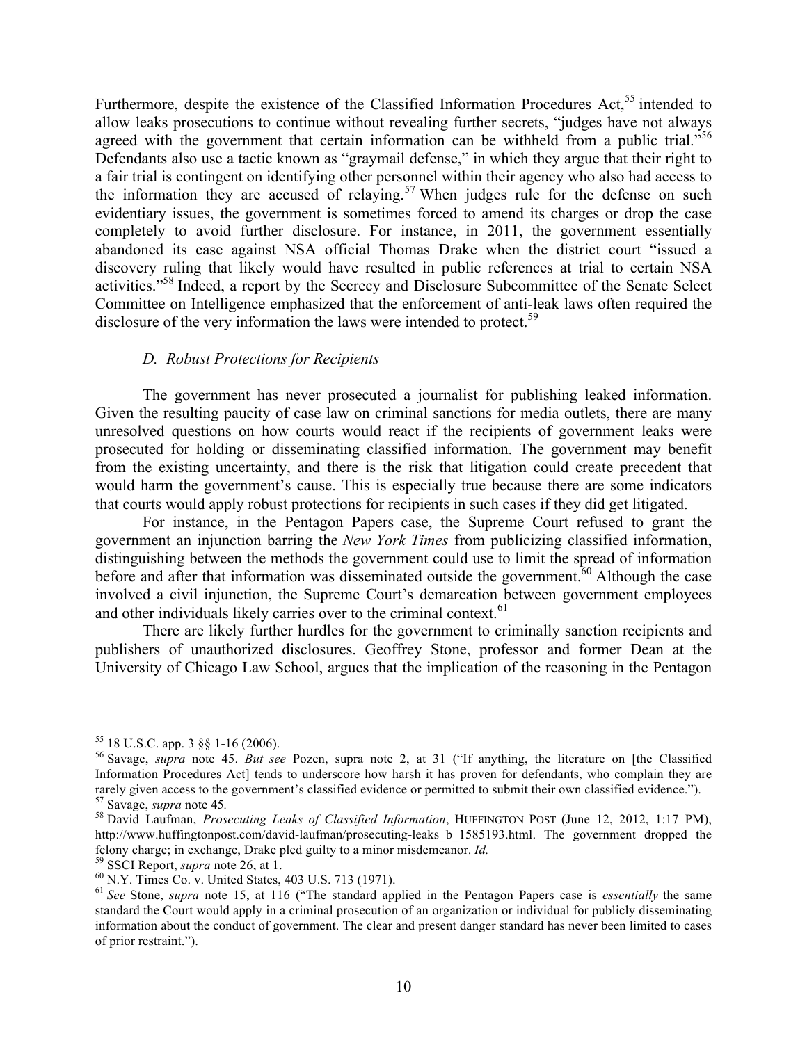Furthermore, despite the existence of the Classified Information Procedures Act,[55] intended to allow leaks prosecutions to continue without revealing further secrets, "judges have not always agreed with the government that certain information can be withheld from a public trial."[56] Defendants also use a tactic known as "graymail defense," in which they argue that their right to a fair trial is contingent on identifying other personnel within their agency who also had access to the information they are accused of relaying.[57] When judges rule for the defense on such evidentiary issues, the government is sometimes forced to amend its charges or drop the case completely to avoid further disclosure. For instance, in 2011, the government essentially abandoned its case against NSA official Thomas Drake when the district court "issued a discovery ruling that likely would have resulted in public references at trial to certain NSA activities."[58] Indeed, a report by the Secrecy and Disclosure Subcommittee of the Senate Select Committee on Intelligence emphasized that the enforcement of anti-leak laws often required the disclosure of the very information the laws were intended to protect.[59]

### *D. Robust Protections for Recipients*

The government has never prosecuted a journalist for publishing leaked information. Given the resulting paucity of case law on criminal sanctions for media outlets, there are many unresolved questions on how courts would react if the recipients of government leaks were prosecuted for holding or disseminating classified information. The government may benefit from the existing uncertainty, and there is the risk that litigation could create precedent that would harm the government's cause. This is especially true because there are some indicators that courts would apply robust protections for recipients in such cases if they did get litigated.

For instance, in the Pentagon Papers case, the Supreme Court refused to grant the government an injunction barring the *New York Times* from publicizing classified information, distinguishing between the methods the government could use to limit the spread of information before and after that information was disseminated outside the government.[60] Although the case involved a civil injunction, the Supreme Court's demarcation between government employees and other individuals likely carries over to the criminal context.[61]

There are likely further hurdles for the government to criminally sanction recipients and publishers of unauthorized disclosures. Geoffrey Stone, professor and former Dean at the University of Chicago Law School, argues that the implication of the reasoning in the Pentagon

---

[55] 18 U.S.C. app. 3 §§ 1-16 (2006).

[56] Savage, *supra* note 45. *But see* Pozen, supra note 2, at 31 ("If anything, the literature on [the Classified Information Procedures Act] tends to underscore how harsh it has proven for defendants, who complain they are rarely given access to the government's classified evidence or permitted to submit their own classified evidence.").

[57] Savage, *supra* note 45.

[58] David Laufman, *Prosecuting Leaks of Classified Information*, HUFFINGTON POST (June 12, 2012, 1:17 PM), http://www.huffingtonpost.com/david-laufman/prosecuting-leaks_b_1585193.html. The government dropped the felony charge; in exchange, Drake pled guilty to a minor misdemeanor. *Id.*

[59] SSCI Report, *supra* note 26, at 1.

[60] N.Y. Times Co. v. United States, 403 U.S. 713 (1971).

[61] *See* Stone, *supra* note 15, at 116 ("The standard applied in the Pentagon Papers case is *essentially* the same standard the Court would apply in a criminal prosecution of an organization or individual for publicly disseminating information about the conduct of government. The clear and present danger standard has never been limited to cases of prior restraint.").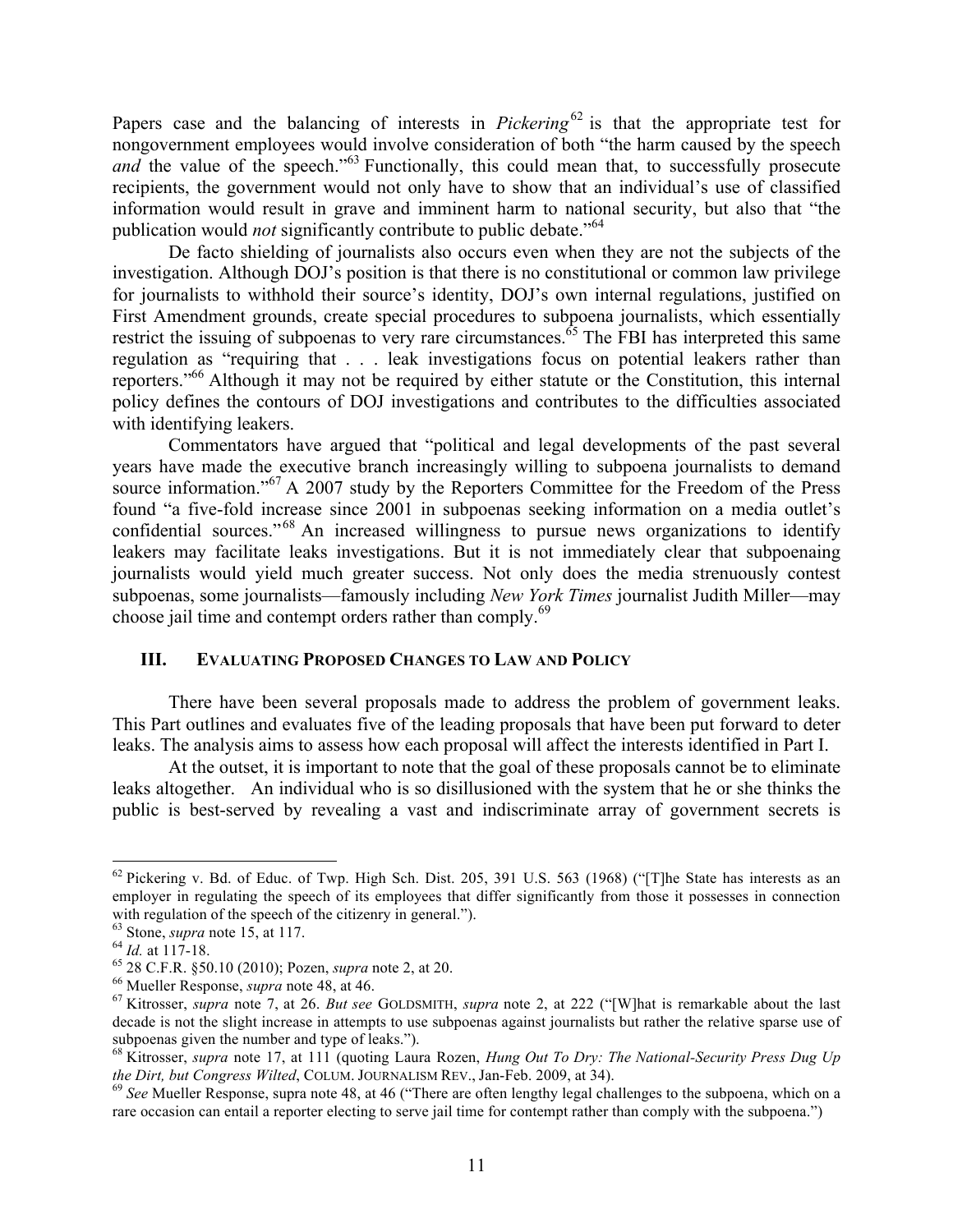Papers case and the balancing of interests in *Pickering*[62] is that the appropriate test for nongovernment employees would involve consideration of both "the harm caused by the speech *and* the value of the speech."[63] Functionally, this could mean that, to successfully prosecute recipients, the government would not only have to show that an individual's use of classified information would result in grave and imminent harm to national security, but also that "the publication would *not* significantly contribute to public debate."[64]

De facto shielding of journalists also occurs even when they are not the subjects of the investigation. Although DOJ's position is that there is no constitutional or common law privilege for journalists to withhold their source's identity, DOJ's own internal regulations, justified on First Amendment grounds, create special procedures to subpoena journalists, which essentially restrict the issuing of subpoenas to very rare circumstances.[65] The FBI has interpreted this same regulation as "requiring that . . . leak investigations focus on potential leakers rather than reporters."[66] Although it may not be required by either statute or the Constitution, this internal policy defines the contours of DOJ investigations and contributes to the difficulties associated with identifying leakers.

Commentators have argued that "political and legal developments of the past several years have made the executive branch increasingly willing to subpoena journalists to demand source information."[67] A 2007 study by the Reporters Committee for the Freedom of the Press found "a five-fold increase since 2001 in subpoenas seeking information on a media outlet's confidential sources."[68] An increased willingness to pursue news organizations to identify leakers may facilitate leaks investigations. But it is not immediately clear that subpoenaing journalists would yield much greater success. Not only does the media strenuously contest subpoenas, some journalists—famously including *New York Times* journalist Judith Miller—may choose jail time and contempt orders rather than comply.[69]

## III. EVALUATING PROPOSED CHANGES TO LAW AND POLICY

There have been several proposals made to address the problem of government leaks. This Part outlines and evaluates five of the leading proposals that have been put forward to deter leaks. The analysis aims to assess how each proposal will affect the interests identified in Part I.

At the outset, it is important to note that the goal of these proposals cannot be to eliminate leaks altogether. An individual who is so disillusioned with the system that he or she thinks the public is best-served by revealing a vast and indiscriminate array of government secrets is

---

[62] Pickering v. Bd. of Educ. of Twp. High Sch. Dist. 205, 391 U.S. 563 (1968) ("[T]he State has interests as an employer in regulating the speech of its employees that differ significantly from those it possesses in connection with regulation of the speech of the citizenry in general.").

[63] Stone, *supra* note 15, at 117.

[64] *Id.* at 117-18.

[65] 28 C.F.R. §50.10 (2010); Pozen, *supra* note 2, at 20.

[66] Mueller Response, *supra* note 48, at 46.

[67] Kitrosser, *supra* note 7, at 26. *But see* GOLDSMITH, *supra* note 2, at 222 ("[W]hat is remarkable about the last decade is not the slight increase in attempts to use subpoenas against journalists but rather the relative sparse use of subpoenas given the number and type of leaks.").

[68] Kitrosser, *supra* note 17, at 111 (quoting Laura Rozen, *Hung Out To Dry: The National-Security Press Dug Up the Dirt, but Congress Wilted*, COLUM. JOURNALISM REV., Jan-Feb. 2009, at 34).

[69] *See* Mueller Response, supra note 48, at 46 ("There are often lengthy legal challenges to the subpoena, which on a rare occasion can entail a reporter electing to serve jail time for contempt rather than comply with the subpoena.")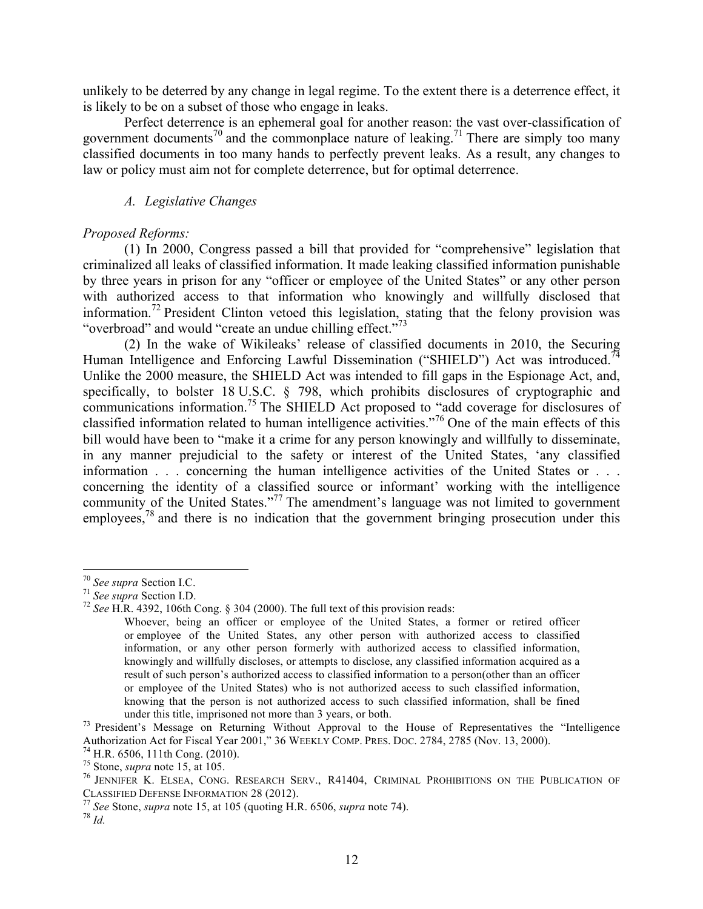unlikely to be deterred by any change in legal regime. To the extent there is a deterrence effect, it is likely to be on a subset of those who engage in leaks.

Perfect deterrence is an ephemeral goal for another reason: the vast over-classification of government documents[70] and the commonplace nature of leaking.[71] There are simply too many classified documents in too many hands to perfectly prevent leaks. As a result, any changes to law or policy must aim not for complete deterrence, but for optimal deterrence.

### *A. Legislative Changes*

*Proposed Reforms:*

(1) In 2000, Congress passed a bill that provided for "comprehensive" legislation that criminalized all leaks of classified information. It made leaking classified information punishable by three years in prison for any "officer or employee of the United States" or any other person with authorized access to that information who knowingly and willfully disclosed that information.[72] President Clinton vetoed this legislation, stating that the felony provision was "overbroad" and would "create an undue chilling effect."[73]

(2) In the wake of Wikileaks' release of classified documents in 2010, the Securing Human Intelligence and Enforcing Lawful Dissemination ("SHIELD") Act was introduced.[74] Unlike the 2000 measure, the SHIELD Act was intended to fill gaps in the Espionage Act, and, specifically, to bolster 18 U.S.C. § 798, which prohibits disclosures of cryptographic and communications information.[75] The SHIELD Act proposed to "add coverage for disclosures of classified information related to human intelligence activities."[76] One of the main effects of this bill would have been to "make it a crime for any person knowingly and willfully to disseminate, in any manner prejudicial to the safety or interest of the United States, 'any classified information . . . concerning the human intelligence activities of the United States or . . . concerning the identity of a classified source or informant' working with the intelligence community of the United States."[77] The amendment's language was not limited to government employees,[78] and there is no indication that the government bringing prosecution under this

---

[70] *See supra* Section I.C.

[71] *See supra* Section I.D.

[72] *See* H.R. 4392, 106th Cong. § 304 (2000). The full text of this provision reads:

> Whoever, being an officer or employee of the United States, a former or retired officer or employee of the United States, any other person with authorized access to classified information, or any other person formerly with authorized access to classified information, knowingly and willfully discloses, or attempts to disclose, any classified information acquired as a result of such person's authorized access to classified information to a person(other than an officer or employee of the United States) who is not authorized access to such classified information, knowing that the person is not authorized access to such classified information, shall be fined under this title, imprisoned not more than 3 years, or both.

[73] President's Message on Returning Without Approval to the House of Representatives the "Intelligence Authorization Act for Fiscal Year 2001," 36 WEEKLY COMP. PRES. DOC. 2784, 2785 (Nov. 13, 2000).

[74] H.R. 6506, 111th Cong. (2010).

[75] Stone, *supra* note 15, at 105.

[76] JENNIFER K. ELSEA, CONG. RESEARCH SERV., R41404, CRIMINAL PROHIBITIONS ON THE PUBLICATION OF CLASSIFIED DEFENSE INFORMATION 28 (2012).

[77] *See* Stone, *supra* note 15, at 105 (quoting H.R. 6506, *supra* note 74).

[78] *Id.*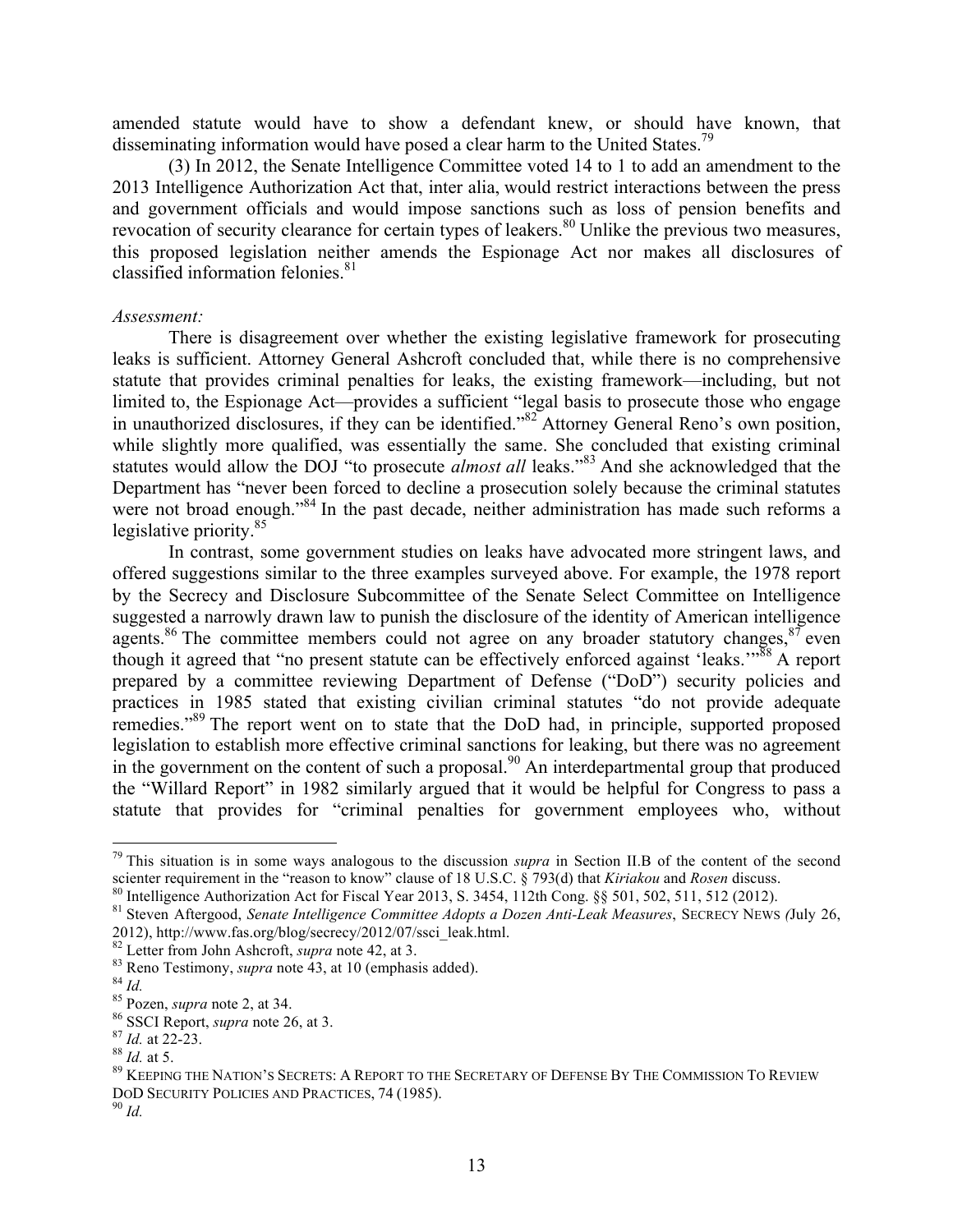amended statute would have to show a defendant knew, or should have known, that disseminating information would have posed a clear harm to the United States.[79]

(3) In 2012, the Senate Intelligence Committee voted 14 to 1 to add an amendment to the 2013 Intelligence Authorization Act that, inter alia, would restrict interactions between the press and government officials and would impose sanctions such as loss of pension benefits and revocation of security clearance for certain types of leakers.[80] Unlike the previous two measures, this proposed legislation neither amends the Espionage Act nor makes all disclosures of classified information felonies.[81]

*Assessment:*

There is disagreement over whether the existing legislative framework for prosecuting leaks is sufficient. Attorney General Ashcroft concluded that, while there is no comprehensive statute that provides criminal penalties for leaks, the existing framework—including, but not limited to, the Espionage Act—provides a sufficient "legal basis to prosecute those who engage in unauthorized disclosures, if they can be identified."[82] Attorney General Reno's own position, while slightly more qualified, was essentially the same. She concluded that existing criminal statutes would allow the DOJ "to prosecute *almost all* leaks."[83] And she acknowledged that the Department has "never been forced to decline a prosecution solely because the criminal statutes were not broad enough."[84] In the past decade, neither administration has made such reforms a legislative priority.[85]

In contrast, some government studies on leaks have advocated more stringent laws, and offered suggestions similar to the three examples surveyed above. For example, the 1978 report by the Secrecy and Disclosure Subcommittee of the Senate Select Committee on Intelligence suggested a narrowly drawn law to punish the disclosure of the identity of American intelligence agents.[86] The committee members could not agree on any broader statutory changes,[87] even though it agreed that "no present statute can be effectively enforced against 'leaks.'"[88] A report prepared by a committee reviewing Department of Defense ("DoD") security policies and practices in 1985 stated that existing civilian criminal statutes "do not provide adequate remedies."[89] The report went on to state that the DoD had, in principle, supported proposed legislation to establish more effective criminal sanctions for leaking, but there was no agreement in the government on the content of such a proposal.[90] An interdepartmental group that produced the "Willard Report" in 1982 similarly argued that it would be helpful for Congress to pass a statute that provides for "criminal penalties for government employees who, without

---

[79] This situation is in some ways analogous to the discussion *supra* in Section II.B of the content of the second scienter requirement in the "reason to know" clause of 18 U.S.C. § 793(d) that *Kiriakou* and *Rosen* discuss.

[80] Intelligence Authorization Act for Fiscal Year 2013, S. 3454, 112th Cong. §§ 501, 502, 511, 512 (2012).

[81] Steven Aftergood, *Senate Intelligence Committee Adopts a Dozen Anti-Leak Measures*, SECRECY NEWS (July 26, 2012), http://www.fas.org/blog/secrecy/2012/07/ssci_leak.html.

[82] Letter from John Ashcroft, *supra* note 42, at 3.

[83] Reno Testimony, *supra* note 43, at 10 (emphasis added).

[84] *Id.*

[85] Pozen, *supra* note 2, at 34.

[86] SSCI Report, *supra* note 26, at 3.

[87] *Id.* at 22-23.

[88] *Id.* at 5.

[89] KEEPING THE NATION'S SECRETS: A REPORT TO THE SECRETARY OF DEFENSE BY THE COMMISSION TO REVIEW DOD SECURITY POLICIES AND PRACTICES, 74 (1985).

[90] *Id.*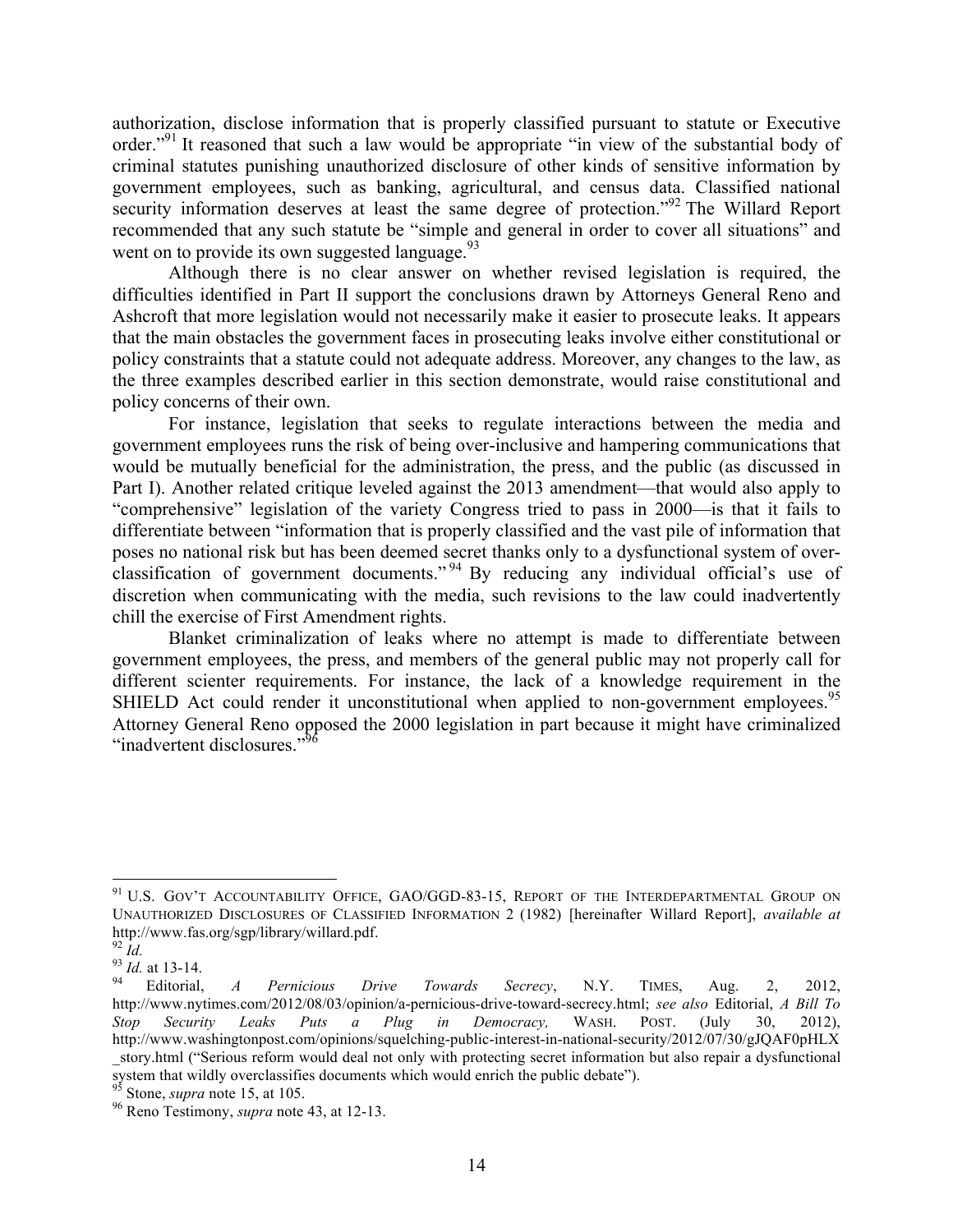authorization, disclose information that is properly classified pursuant to statute or Executive order."[91] It reasoned that such a law would be appropriate "in view of the substantial body of criminal statutes punishing unauthorized disclosure of other kinds of sensitive information by government employees, such as banking, agricultural, and census data. Classified national security information deserves at least the same degree of protection."[92] The Willard Report recommended that any such statute be "simple and general in order to cover all situations" and went on to provide its own suggested language.[93]

Although there is no clear answer on whether revised legislation is required, the difficulties identified in Part II support the conclusions drawn by Attorneys General Reno and Ashcroft that more legislation would not necessarily make it easier to prosecute leaks. It appears that the main obstacles the government faces in prosecuting leaks involve either constitutional or policy constraints that a statute could not adequate address. Moreover, any changes to the law, as the three examples described earlier in this section demonstrate, would raise constitutional and policy concerns of their own.

For instance, legislation that seeks to regulate interactions between the media and government employees runs the risk of being over-inclusive and hampering communications that would be mutually beneficial for the administration, the press, and the public (as discussed in Part I). Another related critique leveled against the 2013 amendment—that would also apply to "comprehensive" legislation of the variety Congress tried to pass in 2000—is that it fails to differentiate between "information that is properly classified and the vast pile of information that poses no national risk but has been deemed secret thanks only to a dysfunctional system of over-classification of government documents."[94] By reducing any individual official's use of discretion when communicating with the media, such revisions to the law could inadvertently chill the exercise of First Amendment rights.

Blanket criminalization of leaks where no attempt is made to differentiate between government employees, the press, and members of the general public may not properly call for different scienter requirements. For instance, the lack of a knowledge requirement in the SHIELD Act could render it unconstitutional when applied to non-government employees.[95] Attorney General Reno opposed the 2000 legislation in part because it might have criminalized "inadvertent disclosures."[96]

---

[91] U.S. GOV'T ACCOUNTABILITY OFFICE, GAO/GGD-83-15, REPORT OF THE INTERDEPARTMENTAL GROUP ON UNAUTHORIZED DISCLOSURES OF CLASSIFIED INFORMATION 2 (1982) [hereinafter Willard Report], *available at* http://www.fas.org/sgp/library/willard.pdf.

[92] *Id.*

[93] *Id.* at 13-14.

[94] Editorial, *A Pernicious Drive Towards Secrecy*, N.Y. TIMES, Aug. 2, 2012, http://www.nytimes.com/2012/08/03/opinion/a-pernicious-drive-toward-secrecy.html; *see also* Editorial, *A Bill To Stop Security Leaks Puts a Plug in Democracy,* WASH. POST. (July 30, 2012), http://www.washingtonpost.com/opinions/squelching-public-interest-in-national-security/2012/07/30/gJQAF0pHLX_story.html ("Serious reform would deal not only with protecting secret information but also repair a dysfunctional system that wildly overclassifies documents which would enrich the public debate").

[95] Stone, *supra* note 15, at 105.

[96] Reno Testimony, *supra* note 43, at 12-13.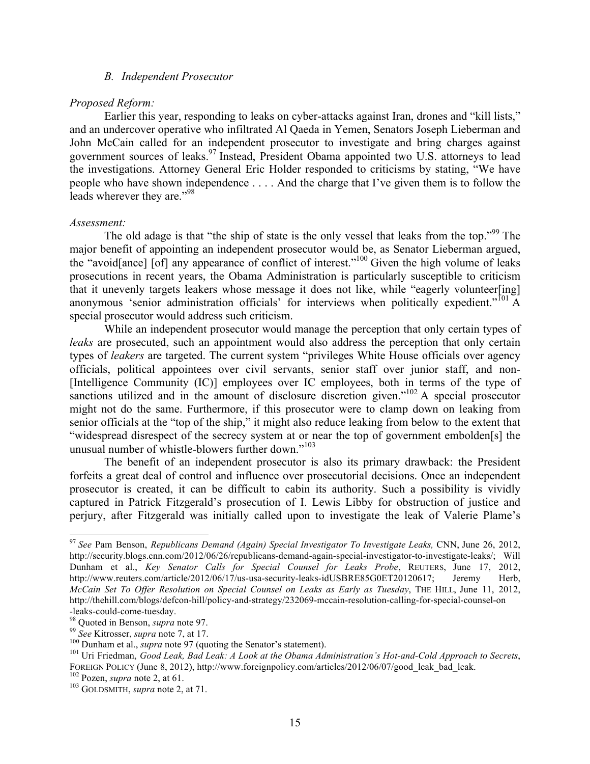### *B. Independent Prosecutor*

*Proposed Reform:*

Earlier this year, responding to leaks on cyber-attacks against Iran, drones and "kill lists," and an undercover operative who infiltrated Al Qaeda in Yemen, Senators Joseph Lieberman and John McCain called for an independent prosecutor to investigate and bring charges against government sources of leaks.[97] Instead, President Obama appointed two U.S. attorneys to lead the investigations. Attorney General Eric Holder responded to criticisms by stating, "We have people who have shown independence . . . . And the charge that I've given them is to follow the leads wherever they are."[98]

*Assessment:*

The old adage is that "the ship of state is the only vessel that leaks from the top."[99] The major benefit of appointing an independent prosecutor would be, as Senator Lieberman argued, the "avoid[ance] [of] any appearance of conflict of interest."[100] Given the high volume of leaks prosecutions in recent years, the Obama Administration is particularly susceptible to criticism that it unevenly targets leakers whose message it does not like, while "eagerly volunteer[ing] anonymous 'senior administration officials' for interviews when politically expedient."[101] A special prosecutor would address such criticism.

While an independent prosecutor would manage the perception that only certain types of *leaks* are prosecuted, such an appointment would also address the perception that only certain types of *leakers* are targeted. The current system "privileges White House officials over agency officials, political appointees over civil servants, senior staff over junior staff, and non-[Intelligence Community (IC)] employees over IC employees, both in terms of the type of sanctions utilized and in the amount of disclosure discretion given."[102] A special prosecutor might not do the same. Furthermore, if this prosecutor were to clamp down on leaking from senior officials at the "top of the ship," it might also reduce leaking from below to the extent that "widespread disrespect of the secrecy system at or near the top of government embolden[s] the unusual number of whistle-blowers further down."[103]

The benefit of an independent prosecutor is also its primary drawback: the President forfeits a great deal of control and influence over prosecutorial decisions. Once an independent prosecutor is created, it can be difficult to cabin its authority. Such a possibility is vividly captured in Patrick Fitzgerald's prosecution of I. Lewis Libby for obstruction of justice and perjury, after Fitzgerald was initially called upon to investigate the leak of Valerie Plame's

---

[97] *See* Pam Benson, *Republicans Demand (Again) Special Investigator To Investigate Leaks,* CNN, June 26, 2012, http://security.blogs.cnn.com/2012/06/26/republicans-demand-again-special-investigator-to-investigate-leaks/; Will Dunham et al., *Key Senator Calls for Special Counsel for Leaks Probe*, REUTERS, June 17, 2012, http://www.reuters.com/article/2012/06/17/us-usa-security-leaks-idUSBRE85G0ET20120617; Jeremy Herb, *McCain Set To Offer Resolution on Special Counsel on Leaks as Early as Tuesday*, THE HILL, June 11, 2012, http://thehill.com/blogs/defcon-hill/policy-and-strategy/232069-mccain-resolution-calling-for-special-counsel-on-leaks-could-come-tuesday.

[98] Quoted in Benson, *supra* note 97.

[99] *See* Kitrosser, *supra* note 7, at 17.

[100] Dunham et al., *supra* note 97 (quoting the Senator's statement).

[101] Uri Friedman, *Good Leak, Bad Leak: A Look at the Obama Administration's Hot-and-Cold Approach to Secrets*, FOREIGN POLICY (June 8, 2012), http://www.foreignpolicy.com/articles/2012/06/07/good_leak_bad_leak.

[102] Pozen, *supra* note 2, at 61.

[103] GOLDSMITH, *supra* note 2, at 71.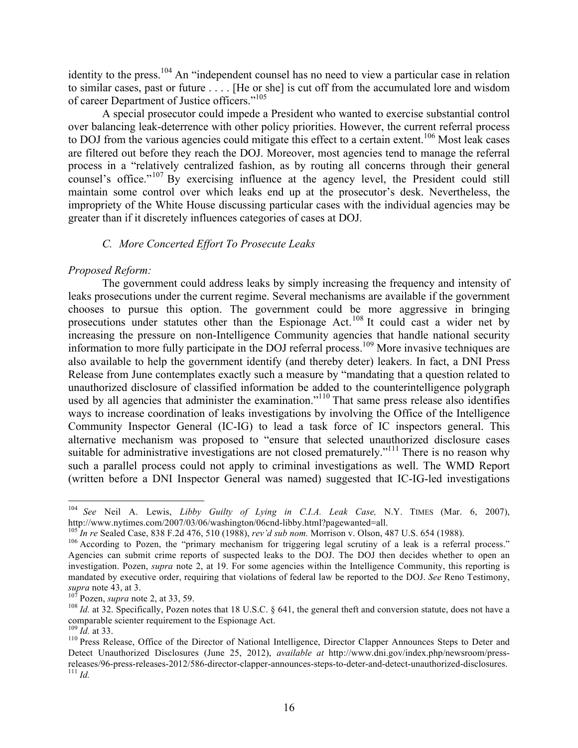identity to the press.[104] An "independent counsel has no need to view a particular case in relation to similar cases, past or future . . . . [He or she] is cut off from the accumulated lore and wisdom of career Department of Justice officers."[105]

A special prosecutor could impede a President who wanted to exercise substantial control over balancing leak-deterrence with other policy priorities. However, the current referral process to DOJ from the various agencies could mitigate this effect to a certain extent.[106] Most leak cases are filtered out before they reach the DOJ. Moreover, most agencies tend to manage the referral process in a "relatively centralized fashion, as by routing all concerns through their general counsel's office."[107] By exercising influence at the agency level, the President could still maintain some control over which leaks end up at the prosecutor's desk. Nevertheless, the impropriety of the White House discussing particular cases with the individual agencies may be greater than if it discretely influences categories of cases at DOJ.

### *C. More Concerted Effort To Prosecute Leaks*

*Proposed Reform:*

The government could address leaks by simply increasing the frequency and intensity of leaks prosecutions under the current regime. Several mechanisms are available if the government chooses to pursue this option. The government could be more aggressive in bringing prosecutions under statutes other than the Espionage Act.[108] It could cast a wider net by increasing the pressure on non-Intelligence Community agencies that handle national security information to more fully participate in the DOJ referral process.[109] More invasive techniques are also available to help the government identify (and thereby deter) leakers. In fact, a DNI Press Release from June contemplates exactly such a measure by "mandating that a question related to unauthorized disclosure of classified information be added to the counterintelligence polygraph used by all agencies that administer the examination."[110] That same press release also identifies ways to increase coordination of leaks investigations by involving the Office of the Intelligence Community Inspector General (IC-IG) to lead a task force of IC inspectors general. This alternative mechanism was proposed to "ensure that selected unauthorized disclosure cases suitable for administrative investigations are not closed prematurely."[111] There is no reason why such a parallel process could not apply to criminal investigations as well. The WMD Report (written before a DNI Inspector General was named) suggested that IC-IG-led investigations

---

[104] *See* Neil A. Lewis, *Libby Guilty of Lying in C.I.A. Leak Case,* N.Y. TIMES (Mar. 6, 2007), http://www.nytimes.com/2007/03/06/washington/06cnd-libby.html?pagewanted=all.

[105] *In re* Sealed Case, 838 F.2d 476, 510 (1988), *rev'd sub nom.* Morrison v. Olson, 487 U.S. 654 (1988).

[106] According to Pozen, the "primary mechanism for triggering legal scrutiny of a leak is a referral process." Agencies can submit crime reports of suspected leaks to the DOJ. The DOJ then decides whether to open an investigation. Pozen, *supra* note 2, at 19. For some agencies within the Intelligence Community, this reporting is mandated by executive order, requiring that violations of federal law be reported to the DOJ. *See* Reno Testimony, *supra* note 43, at 3.

[107] Pozen, *supra* note 2, at 33, 59.

[108] *Id.* at 32. Specifically, Pozen notes that 18 U.S.C. § 641, the general theft and conversion statute, does not have a comparable scienter requirement to the Espionage Act.

[109] *Id.* at 33.

[110] Press Release, Office of the Director of National Intelligence, Director Clapper Announces Steps to Deter and Detect Unauthorized Disclosures (June 25, 2012), *available at* http://www.dni.gov/index.php/newsroom/press-releases/96-press-releases-2012/586-director-clapper-announces-steps-to-deter-and-detect-unauthorized-disclosures.

[111] *Id.*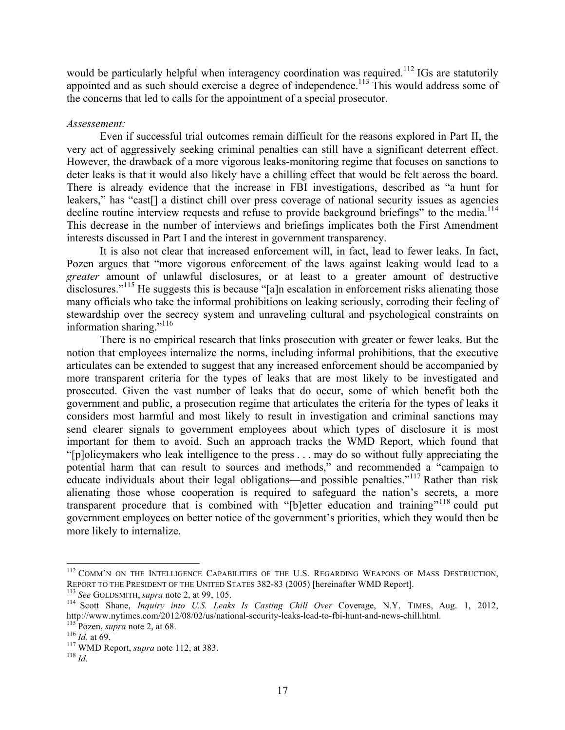would be particularly helpful when interagency coordination was required.[112] IGs are statutorily appointed and as such should exercise a degree of independence.[113] This would address some of the concerns that led to calls for the appointment of a special prosecutor.

*Assessement:*

Even if successful trial outcomes remain difficult for the reasons explored in Part II, the very act of aggressively seeking criminal penalties can still have a significant deterrent effect. However, the drawback of a more vigorous leaks-monitoring regime that focuses on sanctions to deter leaks is that it would also likely have a chilling effect that would be felt across the board. There is already evidence that the increase in FBI investigations, described as "a hunt for leakers," has "cast[] a distinct chill over press coverage of national security issues as agencies decline routine interview requests and refuse to provide background briefings" to the media.[114] This decrease in the number of interviews and briefings implicates both the First Amendment interests discussed in Part I and the interest in government transparency.

It is also not clear that increased enforcement will, in fact, lead to fewer leaks. In fact, Pozen argues that "more vigorous enforcement of the laws against leaking would lead to a *greater* amount of unlawful disclosures, or at least to a greater amount of destructive disclosures."[115] He suggests this is because "[a]n escalation in enforcement risks alienating those many officials who take the informal prohibitions on leaking seriously, corroding their feeling of stewardship over the secrecy system and unraveling cultural and psychological constraints on information sharing."[116]

There is no empirical research that links prosecution with greater or fewer leaks. But the notion that employees internalize the norms, including informal prohibitions, that the executive articulates can be extended to suggest that any increased enforcement should be accompanied by more transparent criteria for the types of leaks that are most likely to be investigated and prosecuted. Given the vast number of leaks that do occur, some of which benefit both the government and public, a prosecution regime that articulates the criteria for the types of leaks it considers most harmful and most likely to result in investigation and criminal sanctions may send clearer signals to government employees about which types of disclosure it is most important for them to avoid. Such an approach tracks the WMD Report, which found that "[p]olicymakers who leak intelligence to the press . . . may do so without fully appreciating the potential harm that can result to sources and methods," and recommended a "campaign to educate individuals about their legal obligations—and possible penalties."[117] Rather than risk alienating those whose cooperation is required to safeguard the nation's secrets, a more transparent procedure that is combined with "[b]etter education and training"[118] could put government employees on better notice of the government's priorities, which they would then be more likely to internalize.

---

[112] COMM'N ON THE INTELLIGENCE CAPABILITIES OF THE U.S. REGARDING WEAPONS OF MASS DESTRUCTION, REPORT TO THE PRESIDENT OF THE UNITED STATES 382-83 (2005) [hereinafter WMD Report].

[113] *See* GOLDSMITH, *supra* note 2, at 99, 105.

[114] Scott Shane, *Inquiry into U.S. Leaks Is Casting Chill Over* Coverage, N.Y. TIMES, Aug. 1, 2012, http://www.nytimes.com/2012/08/02/us/national-security-leaks-lead-to-fbi-hunt-and-news-chill.html.

[115] Pozen, *supra* note 2, at 68.

[116] *Id.* at 69.

[117] WMD Report, *supra* note 112, at 383.

[118] *Id.*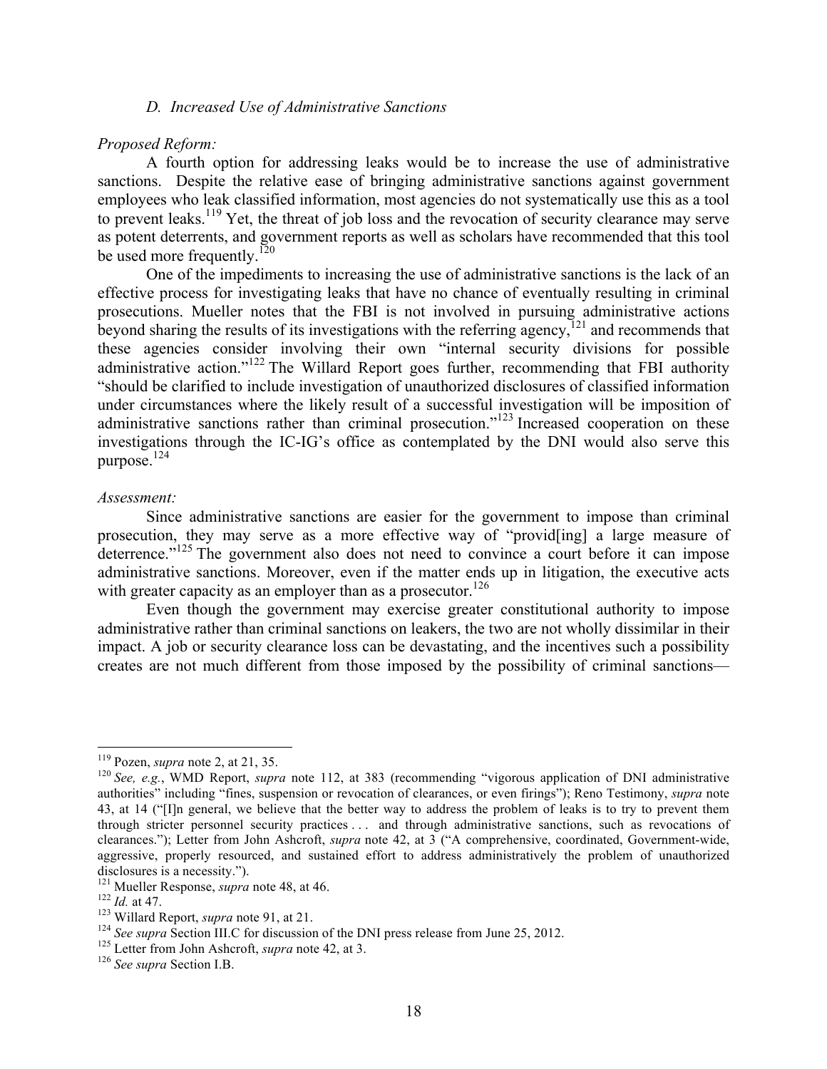### *D. Increased Use of Administrative Sanctions*

*Proposed Reform:*

A fourth option for addressing leaks would be to increase the use of administrative sanctions. Despite the relative ease of bringing administrative sanctions against government employees who leak classified information, most agencies do not systematically use this as a tool to prevent leaks.[119] Yet, the threat of job loss and the revocation of security clearance may serve as potent deterrents, and government reports as well as scholars have recommended that this tool be used more frequently.[120]

One of the impediments to increasing the use of administrative sanctions is the lack of an effective process for investigating leaks that have no chance of eventually resulting in criminal prosecutions. Mueller notes that the FBI is not involved in pursuing administrative actions beyond sharing the results of its investigations with the referring agency,[121] and recommends that these agencies consider involving their own "internal security divisions for possible administrative action."[122] The Willard Report goes further, recommending that FBI authority "should be clarified to include investigation of unauthorized disclosures of classified information under circumstances where the likely result of a successful investigation will be imposition of administrative sanctions rather than criminal prosecution."[123] Increased cooperation on these investigations through the IC-IG's office as contemplated by the DNI would also serve this purpose.[124]

*Assessment:*

Since administrative sanctions are easier for the government to impose than criminal prosecution, they may serve as a more effective way of "provid[ing] a large measure of deterrence."[125] The government also does not need to convince a court before it can impose administrative sanctions. Moreover, even if the matter ends up in litigation, the executive acts with greater capacity as an employer than as a prosecutor.[126]

Even though the government may exercise greater constitutional authority to impose administrative rather than criminal sanctions on leakers, the two are not wholly dissimilar in their impact. A job or security clearance loss can be devastating, and the incentives such a possibility creates are not much different from those imposed by the possibility of criminal sanctions—

---

[119] Pozen, *supra* note 2, at 21, 35.

[120] *See, e.g.*, WMD Report, *supra* note 112, at 383 (recommending "vigorous application of DNI administrative authorities" including "fines, suspension or revocation of clearances, or even firings"); Reno Testimony, *supra* note 43, at 14 ("[I]n general, we believe that the better way to address the problem of leaks is to try to prevent them through stricter personnel security practices . . . and through administrative sanctions, such as revocations of clearances."); Letter from John Ashcroft, *supra* note 42, at 3 ("A comprehensive, coordinated, Government-wide, aggressive, properly resourced, and sustained effort to address administratively the problem of unauthorized disclosures is a necessity.").

[121] Mueller Response, *supra* note 48, at 46.

[122] *Id.* at 47.

[123] Willard Report, *supra* note 91, at 21.

[124] *See supra* Section III.C for discussion of the DNI press release from June 25, 2012.

[125] Letter from John Ashcroft, *supra* note 42, at 3.

[126] *See supra* Section I.B.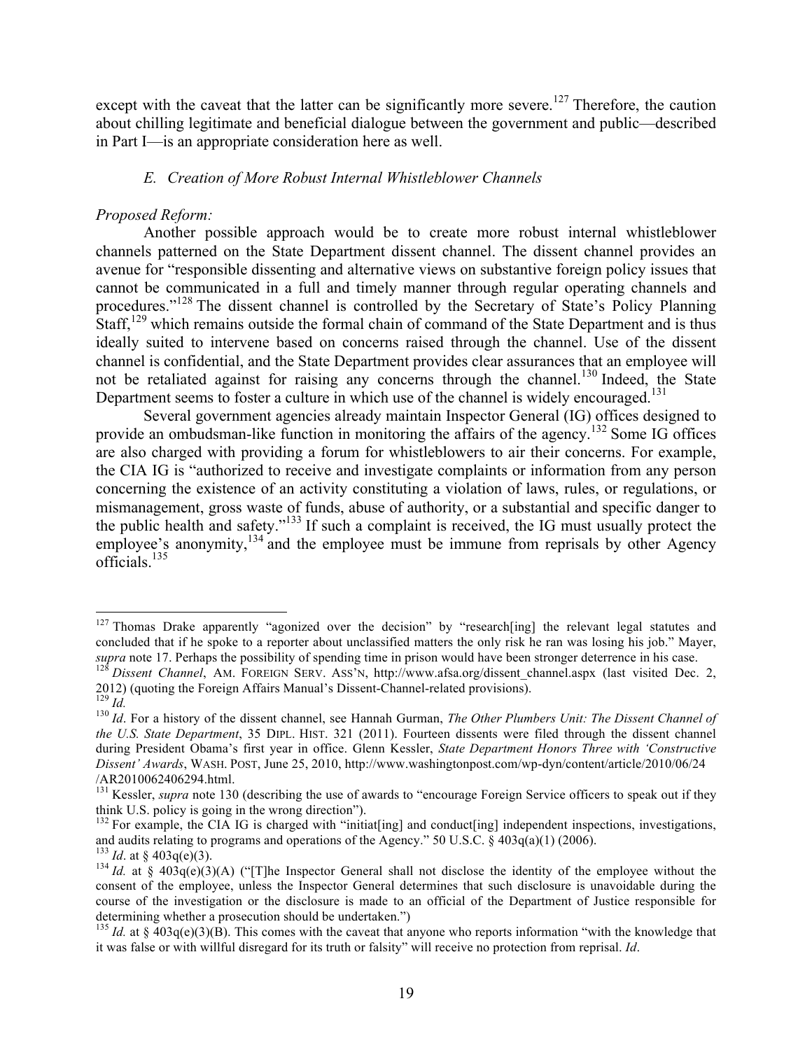except with the caveat that the latter can be significantly more severe.[127] Therefore, the caution about chilling legitimate and beneficial dialogue between the government and public—described in Part I—is an appropriate consideration here as well.

### *E. Creation of More Robust Internal Whistleblower Channels*

*Proposed Reform:*

Another possible approach would be to create more robust internal whistleblower channels patterned on the State Department dissent channel. The dissent channel provides an avenue for "responsible dissenting and alternative views on substantive foreign policy issues that cannot be communicated in a full and timely manner through regular operating channels and procedures."[128] The dissent channel is controlled by the Secretary of State's Policy Planning Staff,[129] which remains outside the formal chain of command of the State Department and is thus ideally suited to intervene based on concerns raised through the channel. Use of the dissent channel is confidential, and the State Department provides clear assurances that an employee will not be retaliated against for raising any concerns through the channel.[130] Indeed, the State Department seems to foster a culture in which use of the channel is widely encouraged.[131]

Several government agencies already maintain Inspector General (IG) offices designed to provide an ombudsman-like function in monitoring the affairs of the agency.[132] Some IG offices are also charged with providing a forum for whistleblowers to air their concerns. For example, the CIA IG is "authorized to receive and investigate complaints or information from any person concerning the existence of an activity constituting a violation of laws, rules, or regulations, or mismanagement, gross waste of funds, abuse of authority, or a substantial and specific danger to the public health and safety."[133] If such a complaint is received, the IG must usually protect the employee's anonymity,[134] and the employee must be immune from reprisals by other Agency officials.[135]

---

[127] Thomas Drake apparently "agonized over the decision" by "research[ing] the relevant legal statutes and concluded that if he spoke to a reporter about unclassified matters the only risk he ran was losing his job." Mayer, *supra* note 17. Perhaps the possibility of spending time in prison would have been stronger deterrence in his case.

[128] *Dissent Channel*, AM. FOREIGN SERV. ASS'N, http://www.afsa.org/dissent_channel.aspx (last visited Dec. 2, 2012) (quoting the Foreign Affairs Manual's Dissent-Channel-related provisions).

[129] *Id.*

[130] *Id*. For a history of the dissent channel, see Hannah Gurman, *The Other Plumbers Unit: The Dissent Channel of the U.S. State Department*, 35 DIPL. HIST. 321 (2011). Fourteen dissents were filed through the dissent channel during President Obama's first year in office. Glenn Kessler, *State Department Honors Three with 'Constructive Dissent' Awards*, WASH. POST, June 25, 2010, http://www.washingtonpost.com/wp-dyn/content/article/2010/06/24/AR2010062406294.html.

[131] Kessler, *supra* note 130 (describing the use of awards to "encourage Foreign Service officers to speak out if they think U.S. policy is going in the wrong direction").

[132] For example, the CIA IG is charged with "initiat[ing] and conduct[ing] independent inspections, investigations, and audits relating to programs and operations of the Agency." 50 U.S.C. § 403q(a)(1) (2006).

[133] *Id*. at § 403q(e)(3).

[134] *Id.* at § 403q(e)(3)(A) ("[T]he Inspector General shall not disclose the identity of the employee without the consent of the employee, unless the Inspector General determines that such disclosure is unavoidable during the course of the investigation or the disclosure is made to an official of the Department of Justice responsible for determining whether a prosecution should be undertaken.")

[135] *Id.* at § 403q(e)(3)(B). This comes with the caveat that anyone who reports information "with the knowledge that it was false or with willful disregard for its truth or falsity" will receive no protection from reprisal. *Id*.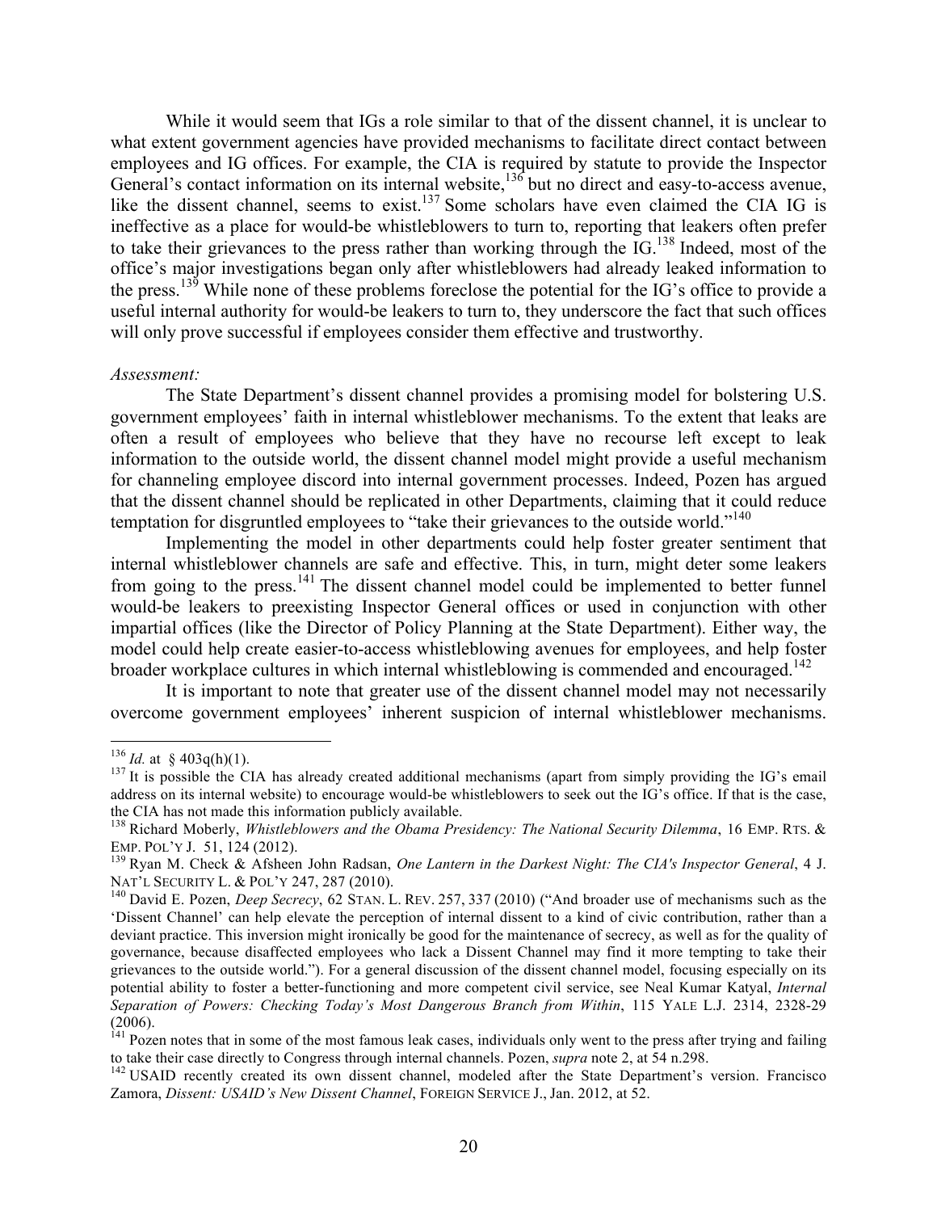While it would seem that IGs a role similar to that of the dissent channel, it is unclear to what extent government agencies have provided mechanisms to facilitate direct contact between employees and IG offices. For example, the CIA is required by statute to provide the Inspector General's contact information on its internal website,[136] but no direct and easy-to-access avenue, like the dissent channel, seems to exist.[137] Some scholars have even claimed the CIA IG is ineffective as a place for would-be whistleblowers to turn to, reporting that leakers often prefer to take their grievances to the press rather than working through the IG.[138] Indeed, most of the office's major investigations began only after whistleblowers had already leaked information to the press.[139] While none of these problems foreclose the potential for the IG's office to provide a useful internal authority for would-be leakers to turn to, they underscore the fact that such offices will only prove successful if employees consider them effective and trustworthy.

*Assessment:*

The State Department's dissent channel provides a promising model for bolstering U.S. government employees' faith in internal whistleblower mechanisms. To the extent that leaks are often a result of employees who believe that they have no recourse left except to leak information to the outside world, the dissent channel model might provide a useful mechanism for channeling employee discord into internal government processes. Indeed, Pozen has argued that the dissent channel should be replicated in other Departments, claiming that it could reduce temptation for disgruntled employees to "take their grievances to the outside world."[140]

Implementing the model in other departments could help foster greater sentiment that internal whistleblower channels are safe and effective. This, in turn, might deter some leakers from going to the press.[141] The dissent channel model could be implemented to better funnel would-be leakers to preexisting Inspector General offices or used in conjunction with other impartial offices (like the Director of Policy Planning at the State Department). Either way, the model could help create easier-to-access whistleblowing avenues for employees, and help foster broader workplace cultures in which internal whistleblowing is commended and encouraged.[142]

It is important to note that greater use of the dissent channel model may not necessarily overcome government employees' inherent suspicion of internal whistleblower mechanisms.

---

[136] *Id.* at § 403q(h)(1).

[137] It is possible the CIA has already created additional mechanisms (apart from simply providing the IG's email address on its internal website) to encourage would-be whistleblowers to seek out the IG's office. If that is the case, the CIA has not made this information publicly available.

[138] Richard Moberly, *Whistleblowers and the Obama Presidency: The National Security Dilemma*, 16 EMP. RTS. & EMP. POL'Y J. 51, 124 (2012).

[139] Ryan M. Check & Afsheen John Radsan, *One Lantern in the Darkest Night: The CIA's Inspector General*, 4 J. NAT'L SECURITY L. & POL'Y 247, 287 (2010).

[140] David E. Pozen, *Deep Secrecy*, 62 STAN. L. REV. 257, 337 (2010) ("And broader use of mechanisms such as the 'Dissent Channel' can help elevate the perception of internal dissent to a kind of civic contribution, rather than a deviant practice. This inversion might ironically be good for the maintenance of secrecy, as well as for the quality of governance, because disaffected employees who lack a Dissent Channel may find it more tempting to take their grievances to the outside world."). For a general discussion of the dissent channel model, focusing especially on its potential ability to foster a better-functioning and more competent civil service, see Neal Kumar Katyal, *Internal Separation of Powers: Checking Today's Most Dangerous Branch from Within*, 115 YALE L.J. 2314, 2328-29 (2006).

[141] Pozen notes that in some of the most famous leak cases, individuals only went to the press after trying and failing to take their case directly to Congress through internal channels. Pozen, *supra* note 2, at 54 n.298.

[142] USAID recently created its own dissent channel, modeled after the State Department's version. Francisco Zamora, *Dissent: USAID's New Dissent Channel*, FOREIGN SERVICE J., Jan. 2012, at 52.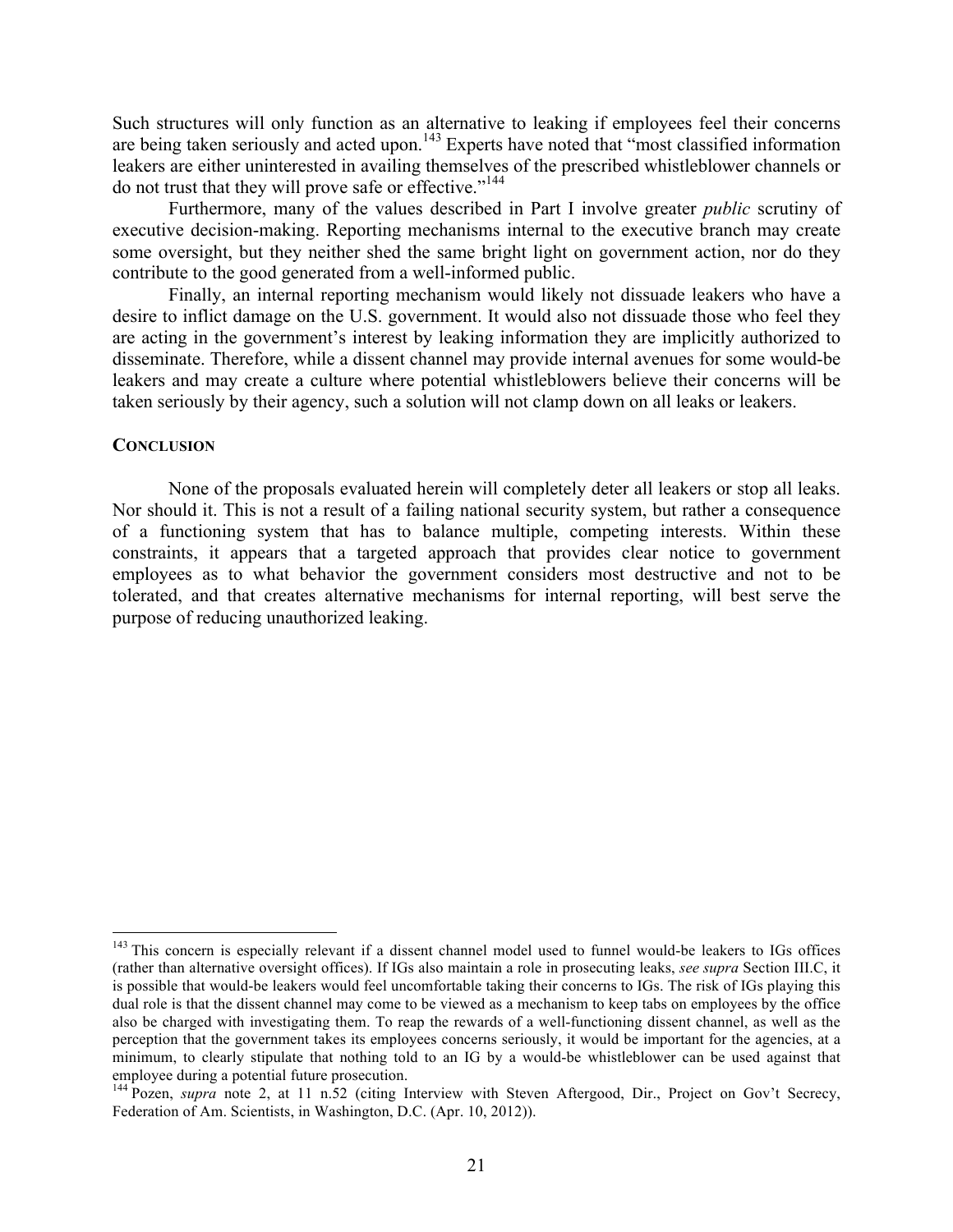Such structures will only function as an alternative to leaking if employees feel their concerns are being taken seriously and acted upon.[143] Experts have noted that "most classified information leakers are either uninterested in availing themselves of the prescribed whistleblower channels or do not trust that they will prove safe or effective."[144]

Furthermore, many of the values described in Part I involve greater *public* scrutiny of executive decision-making. Reporting mechanisms internal to the executive branch may create some oversight, but they neither shed the same bright light on government action, nor do they contribute to the good generated from a well-informed public.

Finally, an internal reporting mechanism would likely not dissuade leakers who have a desire to inflict damage on the U.S. government. It would also not dissuade those who feel they are acting in the government's interest by leaking information they are implicitly authorized to disseminate. Therefore, while a dissent channel may provide internal avenues for some would-be leakers and may create a culture where potential whistleblowers believe their concerns will be taken seriously by their agency, such a solution will not clamp down on all leaks or leakers.

## CONCLUSION

None of the proposals evaluated herein will completely deter all leakers or stop all leaks. Nor should it. This is not a result of a failing national security system, but rather a consequence of a functioning system that has to balance multiple, competing interests. Within these constraints, it appears that a targeted approach that provides clear notice to government employees as to what behavior the government considers most destructive and not to be tolerated, and that creates alternative mechanisms for internal reporting, will best serve the purpose of reducing unauthorized leaking.

---

[143] This concern is especially relevant if a dissent channel model used to funnel would-be leakers to IGs offices (rather than alternative oversight offices). If IGs also maintain a role in prosecuting leaks, *see supra* Section III.C, it is possible that would-be leakers would feel uncomfortable taking their concerns to IGs. The risk of IGs playing this dual role is that the dissent channel may come to be viewed as a mechanism to keep tabs on employees by the office also be charged with investigating them. To reap the rewards of a well-functioning dissent channel, as well as the perception that the government takes its employees concerns seriously, it would be important for the agencies, at a minimum, to clearly stipulate that nothing told to an IG by a would-be whistleblower can be used against that employee during a potential future prosecution.

[144] Pozen, *supra* note 2, at 11 n.52 (citing Interview with Steven Aftergood, Dir., Project on Gov't Secrecy, Federation of Am. Scientists, in Washington, D.C. (Apr. 10, 2012)).